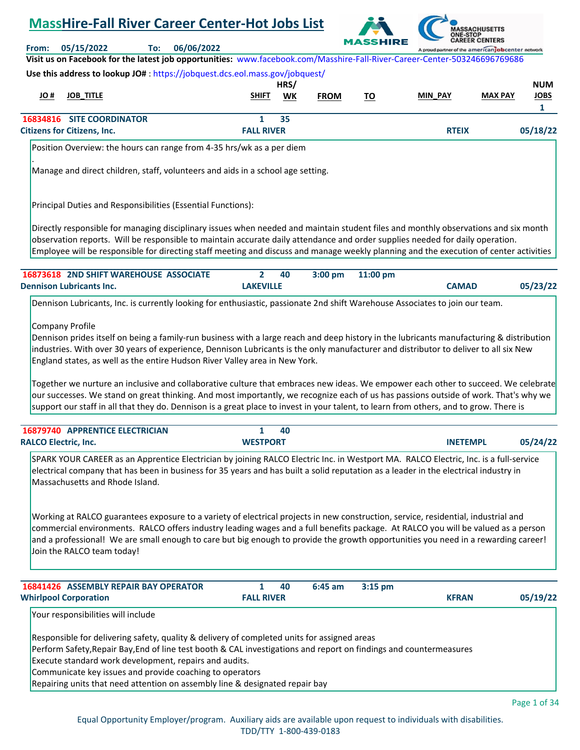# MassHire-Fall River Career Center-Hot Jobs List

**From:** 05/15/2022 **To:** 06/06/2022

**Visit us on Facebook for the latest job opportunities:** www.facebook.com/Masshire-Fall-River-Career-Center-503246696769686

**Use this address to lookup JO#** : https://jobquest.dcs.eol.mass.gov/jobquest/

| JO # | JOB_TITLE | SHIFT | HRS/ WK | FROM | TO | MIN_PAY | MAX PAY | NUM JOBS |
|---|---|---|---|---|---|---|---|---|
| 16834816 | SITE COORDINATOR | 1 | 35 | | | | | 1 |

**Citizens for Citizens, Inc.** — FALL RIVER — RTEIX — 05/18/22

Position Overview: the hours can range from 4-35 hrs/wk as a per diem

.

Manage and direct children, staff, volunteers and aids in a school age setting.

Principal Duties and Responsibilities (Essential Functions):

Directly responsible for managing disciplinary issues when needed and maintain student files and monthly observations and six month observation reports. Will be responsible to maintain accurate daily attendance and order supplies needed for daily operation. Employee will be responsible for directing staff meeting and discuss and manage weekly planning and the execution of center activities

| JO # | JOB_TITLE | SHIFT | HRS/ WK | FROM | TO | MIN_PAY | MAX PAY | NUM JOBS |
|---|---|---|---|---|---|---|---|---|
| 16873618 | 2ND SHIFT WAREHOUSE ASSOCIATE | 2 | 40 | 3:00 pm | 11:00 pm | | | |

**Dennison Lubricants Inc.** — LAKEVILLE — CAMAD — 05/23/22

Dennison Lubricants, Inc. is currently looking for enthusiastic, passionate 2nd shift Warehouse Associates to join our team.

Company Profile

Dennison prides itself on being a family-run business with a large reach and deep history in the lubricants manufacturing & distribution industries. With over 30 years of experience, Dennison Lubricants is the only manufacturer and distributor to deliver to all six New England states, as well as the entire Hudson River Valley area in New York.

Together we nurture an inclusive and collaborative culture that embraces new ideas. We empower each other to succeed. We celebrate our successes. We stand on great thinking. And most importantly, we recognize each of us has passions outside of work. That's why we support our staff in all that they do. Dennison is a great place to invest in your talent, to learn from others, and to grow. There is

| JO # | JOB_TITLE | SHIFT | HRS/ WK | FROM | TO | MIN_PAY | MAX PAY | NUM JOBS |
|---|---|---|---|---|---|---|---|---|
| 16879740 | APPRENTICE ELECTRICIAN | 1 | 40 | | | | | |

**RALCO Electric, Inc.** — WESTPORT — INETEMPL — 05/24/22

SPARK YOUR CAREER as an Apprentice Electrician by joining RALCO Electric Inc. in Westport MA. RALCO Electric, Inc. is a full-service electrical company that has been in business for 35 years and has built a solid reputation as a leader in the electrical industry in Massachusetts and Rhode Island.

Working at RALCO guarantees exposure to a variety of electrical projects in new construction, service, residential, industrial and commercial environments. RALCO offers industry leading wages and a full benefits package. At RALCO you will be valued as a person and a professional! We are small enough to care but big enough to provide the growth opportunities you need in a rewarding career! Join the RALCO team today!

| JO # | JOB_TITLE | SHIFT | HRS/ WK | FROM | TO | MIN_PAY | MAX PAY | NUM JOBS |
|---|---|---|---|---|---|---|---|---|
| 16841426 | ASSEMBLY REPAIR BAY OPERATOR | 1 | 40 | 6:45 am | 3:15 pm | | | |

**Whirlpool Corporation** — FALL RIVER — KFRAN — 05/19/22

Your responsibilities will include

Responsible for delivering safety, quality & delivery of completed units for assigned areas
Perform Safety,Repair Bay,End of line test booth & CAL investigations and report on findings and countermeasures
Execute standard work development, repairs and audits.
Communicate key issues and provide coaching to operators
Repairing units that need attention on assembly line & designated repair bay

Equal Opportunity Employer/program. Auxiliary aids are available upon request to individuals with disabilities. TDD/TTY 1-800-439-0183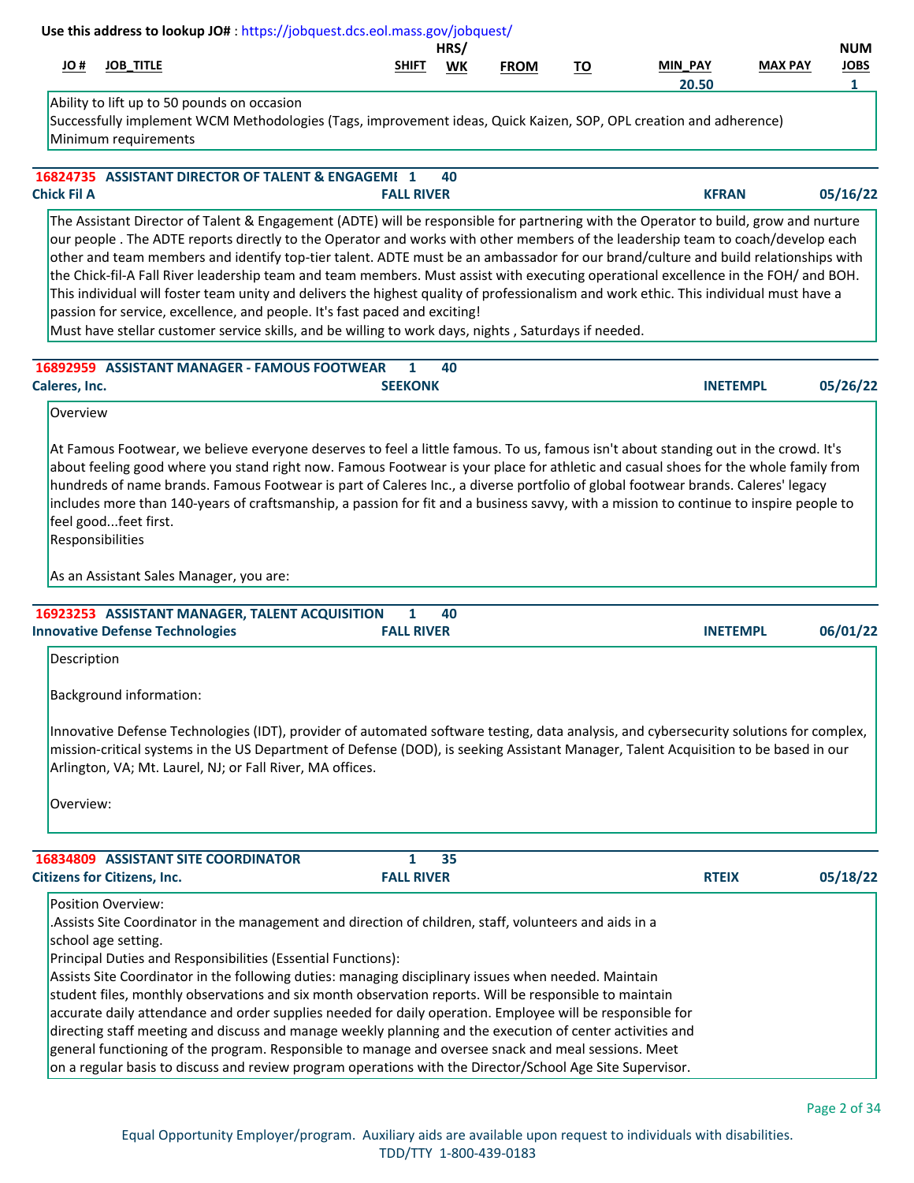Use this address to lookup JO# : https://jobquest.dcs.eol.mass.gov/jobquest/

| JO # | JOB_TITLE | SHIFT | HRS/ WK | FROM | TO | MIN_PAY | MAX PAY | NUM JOBS |
|---|---|---|---|---|---|---|---|---|
| | | | | | | 20.50 | | 1 |

Ability to lift up to 50 pounds on occasion
Successfully implement WCM Methodologies (Tags, improvement ideas, Quick Kaizen, SOP, OPL creation and adherence)
Minimum requirements

---

**16824735 ASSISTANT DIRECTOR OF TALENT & ENGAGEMI** 1 40
**Chick Fil A** — **FALL RIVER** — **KFRAN** — **05/16/22**

The Assistant Director of Talent & Engagement (ADTE) will be responsible for partnering with the Operator to build, grow and nurture our people . The ADTE reports directly to the Operator and works with other members of the leadership team to coach/develop each other and team members and identify top-tier talent. ADTE must be an ambassador for our brand/culture and build relationships with the Chick-fil-A Fall River leadership team and team members. Must assist with executing operational excellence in the FOH/ and BOH. This individual will foster team unity and delivers the highest quality of professionalism and work ethic. This individual must have a passion for service, excellence, and people. It's fast paced and exciting!
Must have stellar customer service skills, and be willing to work days, nights , Saturdays if needed.

---

**16892959 ASSISTANT MANAGER - FAMOUS FOOTWEAR** 1 40
**Caleres, Inc.** — **SEEKONK** — **INETEMPL** — **05/26/22**

Overview

At Famous Footwear, we believe everyone deserves to feel a little famous. To us, famous isn't about standing out in the crowd. It's about feeling good where you stand right now. Famous Footwear is your place for athletic and casual shoes for the whole family from hundreds of name brands. Famous Footwear is part of Caleres Inc., a diverse portfolio of global footwear brands. Caleres' legacy includes more than 140-years of craftsmanship, a passion for fit and a business savvy, with a mission to continue to inspire people to feel good...feet first.
Responsibilities

As an Assistant Sales Manager, you are:

---

**16923253 ASSISTANT MANAGER, TALENT ACQUISITION** 1 40
**Innovative Defense Technologies** — **FALL RIVER** — **INETEMPL** — **06/01/22**

Description

Background information:

Innovative Defense Technologies (IDT), provider of automated software testing, data analysis, and cybersecurity solutions for complex, mission-critical systems in the US Department of Defense (DOD), is seeking Assistant Manager, Talent Acquisition to be based in our Arlington, VA; Mt. Laurel, NJ; or Fall River, MA offices.

Overview:

---

**16834809 ASSISTANT SITE COORDINATOR** 1 35
**Citizens for Citizens, Inc.** — **FALL RIVER** — **RTEIX** — **05/18/22**

Position Overview:
.Assists Site Coordinator in the management and direction of children, staff, volunteers and aids in a school age setting.
Principal Duties and Responsibilities (Essential Functions):
Assists Site Coordinator in the following duties: managing disciplinary issues when needed. Maintain student files, monthly observations and six month observation reports. Will be responsible to maintain accurate daily attendance and order supplies needed for daily operation. Employee will be responsible for directing staff meeting and discuss and manage weekly planning and the execution of center activities and general functioning of the program. Responsible to manage and oversee snack and meal sessions. Meet on a regular basis to discuss and review program operations with the Director/School Age Site Supervisor.

Equal Opportunity Employer/program. Auxiliary aids are available upon request to individuals with disabilities.
TDD/TTY 1-800-439-0183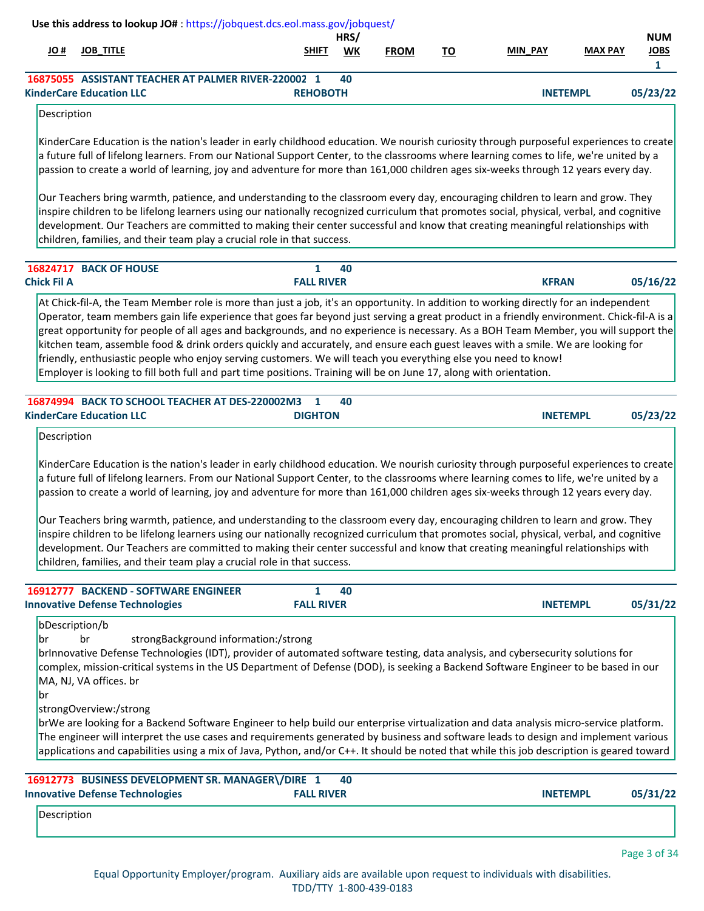**Use this address to lookup JO#** : https://jobquest.dcs.eol.mass.gov/jobquest/

| JO # | JOB_TITLE | SHIFT | HRS/WK | FROM | TO | MIN_PAY | MAX PAY | NUM JOBS |
|---|---|---|---|---|---|---|---|---|
| 16875055 | ASSISTANT TEACHER AT PALMER RIVER-220002 | 1 | 40 | | | | | 1 |

**KinderCare Education LLC** — **REHOBOTH** — **INETEMPL** — **05/23/22**

Description

KinderCare Education is the nation's leader in early childhood education. We nourish curiosity through purposeful experiences to create a future full of lifelong learners. From our National Support Center, to the classrooms where learning comes to life, we're united by a passion to create a world of learning, joy and adventure for more than 161,000 children ages six-weeks through 12 years every day.

Our Teachers bring warmth, patience, and understanding to the classroom every day, encouraging children to learn and grow. They inspire children to be lifelong learners using our nationally recognized curriculum that promotes social, physical, verbal, and cognitive development. Our Teachers are committed to making their center successful and know that creating meaningful relationships with children, families, and their team play a crucial role in that success.

---

**16824717 BACK OF HOUSE** — Shift 1 — 40 hrs/wk

**Chick Fil A** — **FALL RIVER** — **KFRAN** — **05/16/22**

At Chick-fil-A, the Team Member role is more than just a job, it's an opportunity. In addition to working directly for an independent Operator, team members gain life experience that goes far beyond just serving a great product in a friendly environment. Chick-fil-A is a great opportunity for people of all ages and backgrounds, and no experience is necessary. As a BOH Team Member, you will support the kitchen team, assemble food & drink orders quickly and accurately, and ensure each guest leaves with a smile. We are looking for friendly, enthusiastic people who enjoy serving customers. We will teach you everything else you need to know!
Employer is looking to fill both full and part time positions. Training will be on June 17, along with orientation.

---

**16874994 BACK TO SCHOOL TEACHER AT DES-220002M3** — Shift 1 — 40 hrs/wk

**KinderCare Education LLC** — **DIGHTON** — **INETEMPL** — **05/23/22**

Description

KinderCare Education is the nation's leader in early childhood education. We nourish curiosity through purposeful experiences to create a future full of lifelong learners. From our National Support Center, to the classrooms where learning comes to life, we're united by a passion to create a world of learning, joy and adventure for more than 161,000 children ages six-weeks through 12 years every day.

Our Teachers bring warmth, patience, and understanding to the classroom every day, encouraging children to learn and grow. They inspire children to be lifelong learners using our nationally recognized curriculum that promotes social, physical, verbal, and cognitive development. Our Teachers are committed to making their center successful and know that creating meaningful relationships with children, families, and their team play a crucial role in that success.

---

**16912777 BACKEND - SOFTWARE ENGINEER** — Shift 1 — 40 hrs/wk

**Innovative Defense Technologies** — **FALL RIVER** — **INETEMPL** — **05/31/22**

bDescription/b
br br strongBackground information:/strong
brInnovative Defense Technologies (IDT), provider of automated software testing, data analysis, and cybersecurity solutions for complex, mission-critical systems in the US Department of Defense (DOD), is seeking a Backend Software Engineer to be based in our MA, NJ, VA offices. br
br
strongOverview:/strong
brWe are looking for a Backend Software Engineer to help build our enterprise virtualization and data analysis micro-service platform. The engineer will interpret the use cases and requirements generated by business and software leads to design and implement various applications and capabilities using a mix of Java, Python, and/or C++. It should be noted that while this job description is geared toward

---

**16912773 BUSINESS DEVELOPMENT SR. MANAGER\/DIRE** — Shift 1 — 40 hrs/wk

**Innovative Defense Technologies** — **FALL RIVER** — **INETEMPL** — **05/31/22**

Description

Equal Opportunity Employer/program. Auxiliary aids are available upon request to individuals with disabilities.
TDD/TTY 1-800-439-0183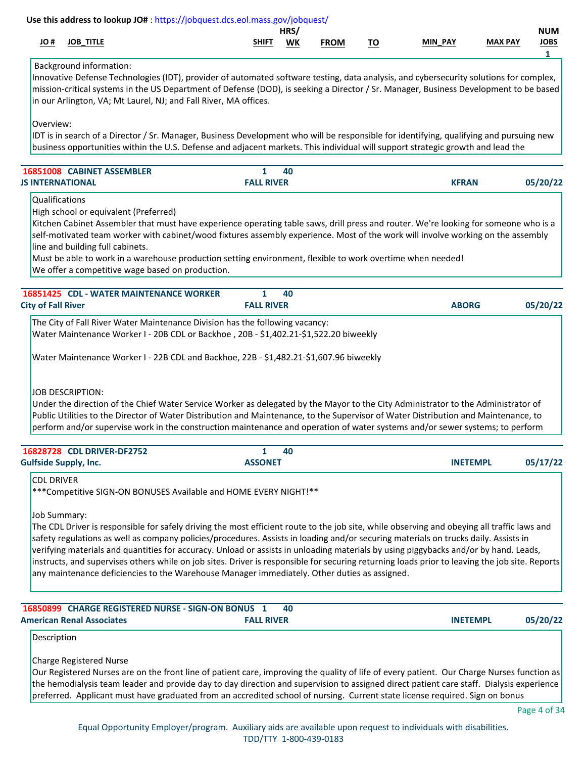Use this address to lookup JO# : https://jobquest.dcs.eol.mass.gov/jobquest/

| JO # | JOB_TITLE | SHIFT | HRS/ WK | FROM | TO | MIN_PAY | MAX PAY | NUM JOBS |
|---|---|---|---|---|---|---|---|---|
| | | | | | | | | 1 |

Background information:
Innovative Defense Technologies (IDT), provider of automated software testing, data analysis, and cybersecurity solutions for complex, mission-critical systems in the US Department of Defense (DOD), is seeking a Director / Sr. Manager, Business Development to be based in our Arlington, VA; Mt Laurel, NJ; and Fall River, MA offices.

Overview:
IDT is in search of a Director / Sr. Manager, Business Development who will be responsible for identifying, qualifying and pursuing new business opportunities within the U.S. Defense and adjacent markets. This individual will support strategic growth and lead the

---

**16851008 CABINET ASSEMBLER** | 1 | 40
**JS INTERNATIONAL** | **FALL RIVER** | **KFRAN** | **05/20/22**

Qualifications
High school or equivalent (Preferred)
Kitchen Cabinet Assembler that must have experience operating table saws, drill press and router. We're looking for someone who is a self-motivated team worker with cabinet/wood fixtures assembly experience. Most of the work will involve working on the assembly line and building full cabinets.
Must be able to work in a warehouse production setting environment, flexible to work overtime when needed!
We offer a competitive wage based on production.

---

**16851425 CDL - WATER MAINTENANCE WORKER** | 1 | 40
**City of Fall River** | **FALL RIVER** | **ABORG** | **05/20/22**

The City of Fall River Water Maintenance Division has the following vacancy:
Water Maintenance Worker I - 20B CDL or Backhoe , 20B - $1,402.21-$1,522.20 biweekly

Water Maintenance Worker I - 22B CDL and Backhoe, 22B - $1,482.21-$1,607.96 biweekly

JOB DESCRIPTION:
Under the direction of the Chief Water Service Worker as delegated by the Mayor to the City Administrator to the Administrator of Public Utilities to the Director of Water Distribution and Maintenance, to the Supervisor of Water Distribution and Maintenance, to perform and/or supervise work in the construction maintenance and operation of water systems and/or sewer systems; to perform

---

**16828728 CDL DRIVER-DF2752** | 1 | 40
**Gulfside Supply, Inc.** | **ASSONET** | **INETEMPL** | **05/17/22**

CDL DRIVER
***Competitive SIGN-ON BONUSES Available and HOME EVERY NIGHT!**

Job Summary:
The CDL Driver is responsible for safely driving the most efficient route to the job site, while observing and obeying all traffic laws and safety regulations as well as company policies/procedures. Assists in loading and/or securing materials on trucks daily. Assists in verifying materials and quantities for accuracy. Unload or assists in unloading materials by using piggybacks and/or by hand. Leads, instructs, and supervises others while on job sites. Driver is responsible for securing returning loads prior to leaving the job site. Reports any maintenance deficiencies to the Warehouse Manager immediately. Other duties as assigned.

---

**16850899 CHARGE REGISTERED NURSE - SIGN-ON BONUS** | 1 | 40
**American Renal Associates** | **FALL RIVER** | **INETEMPL** | **05/20/22**

Description

Charge Registered Nurse
Our Registered Nurses are on the front line of patient care, improving the quality of life of every patient. Our Charge Nurses function as the hemodialysis team leader and provide day to day direction and supervision to assigned direct patient care staff. Dialysis experience preferred. Applicant must have graduated from an accredited school of nursing. Current state license required. Sign on bonus

Equal Opportunity Employer/program. Auxiliary aids are available upon request to individuals with disabilities.
TDD/TTY 1-800-439-0183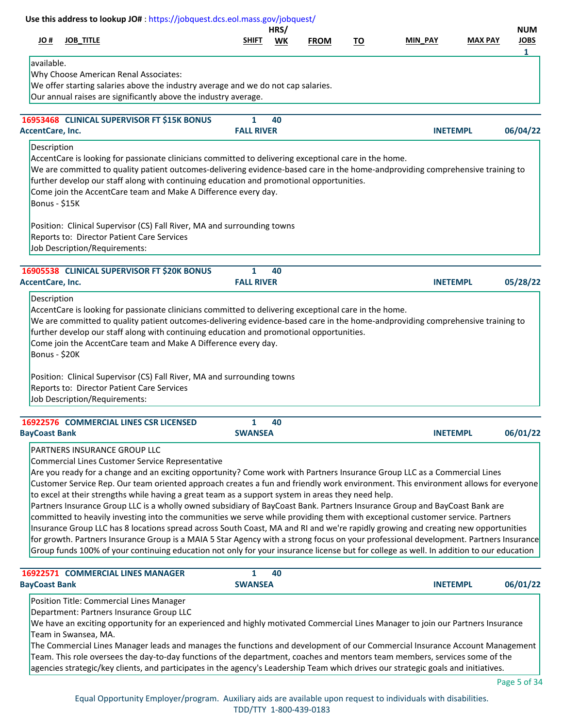Use this address to lookup JO# : https://jobquest.dcs.eol.mass.gov/jobquest/

| JO # | JOB_TITLE | SHIFT | HRS/ WK | FROM | TO | MIN_PAY | MAX PAY | NUM JOBS |
|---|---|---|---|---|---|---|---|---|

available.
Why Choose American Renal Associates:
We offer starting salaries above the industry average and we do not cap salaries.
Our annual raises are significantly above the industry average.

---

**16953468 CLINICAL SUPERVISOR FT $15K BONUS** | 1 | 40
**AccentCare, Inc.** | **FALL RIVER** | **INETEMPL** | **06/04/22**

Description
AccentCare is looking for passionate clinicians committed to delivering exceptional care in the home.
We are committed to quality patient outcomes-delivering evidence-based care in the home-andproviding comprehensive training to further develop our staff along with continuing education and promotional opportunities.
Come join the AccentCare team and Make A Difference every day.
Bonus - $15K

Position: Clinical Supervisor (CS) Fall River, MA and surrounding towns
Reports to: Director Patient Care Services
Job Description/Requirements:

---

**16905538 CLINICAL SUPERVISOR FT $20K BONUS** | 1 | 40
**AccentCare, Inc.** | **FALL RIVER** | **INETEMPL** | **05/28/22**

Description
AccentCare is looking for passionate clinicians committed to delivering exceptional care in the home.
We are committed to quality patient outcomes-delivering evidence-based care in the home-andproviding comprehensive training to further develop our staff along with continuing education and promotional opportunities.
Come join the AccentCare team and Make A Difference every day.
Bonus - $20K

Position: Clinical Supervisor (CS) Fall River, MA and surrounding towns
Reports to: Director Patient Care Services
Job Description/Requirements:

---

**16922576 COMMERCIAL LINES CSR LICENSED** | 1 | 40
**BayCoast Bank** | **SWANSEA** | **INETEMPL** | **06/01/22**

PARTNERS INSURANCE GROUP LLC
Commercial Lines Customer Service Representative
Are you ready for a change and an exciting opportunity? Come work with Partners Insurance Group LLC as a Commercial Lines Customer Service Rep. Our team oriented approach creates a fun and friendly work environment. This environment allows for everyone to excel at their strengths while having a great team as a support system in areas they need help.
Partners Insurance Group LLC is a wholly owned subsidiary of BayCoast Bank. Partners Insurance Group and BayCoast Bank are committed to heavily investing into the communities we serve while providing them with exceptional customer service. Partners Insurance Group LLC has 8 locations spread across South Coast, MA and RI and we're rapidly growing and creating new opportunities for growth. Partners Insurance Group is a MAIA 5 Star Agency with a strong focus on your professional development. Partners Insurance Group funds 100% of your continuing education not only for your insurance license but for college as well. In addition to our education

---

**16922571 COMMERCIAL LINES MANAGER** | 1 | 40
**BayCoast Bank** | **SWANSEA** | **INETEMPL** | **06/01/22**

Position Title: Commercial Lines Manager
Department: Partners Insurance Group LLC
We have an exciting opportunity for an experienced and highly motivated Commercial Lines Manager to join our Partners Insurance Team in Swansea, MA.
The Commercial Lines Manager leads and manages the functions and development of our Commercial Insurance Account Management Team. This role oversees the day-to-day functions of the department, coaches and mentors team members, services some of the agencies strategic/key clients, and participates in the agency's Leadership Team which drives our strategic goals and initiatives.

Equal Opportunity Employer/program. Auxiliary aids are available upon request to individuals with disabilities.
TDD/TTY 1-800-439-0183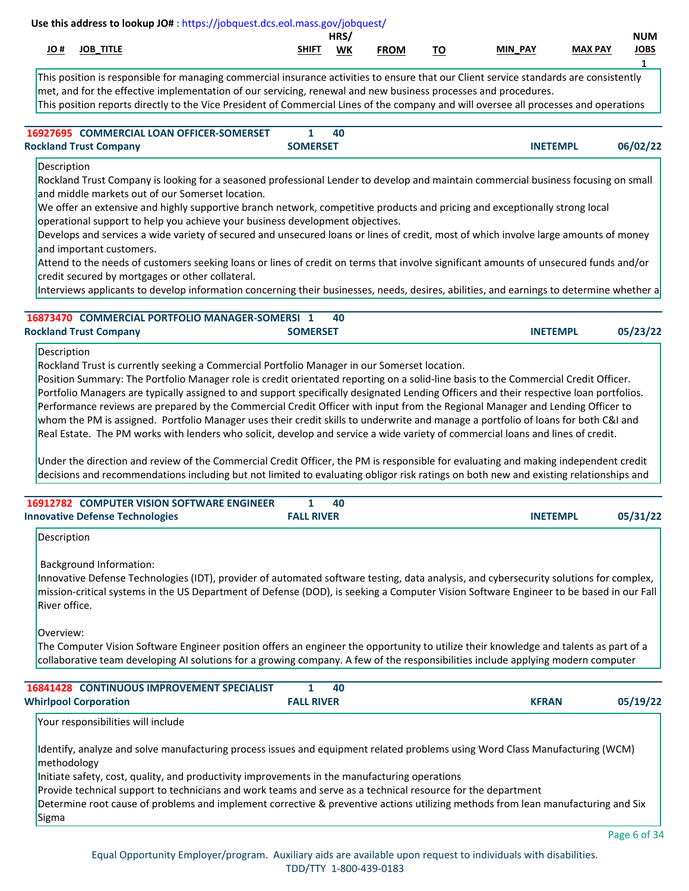Use this address to lookup JO# : https://jobquest.dcs.eol.mass.gov/jobquest/

| JO # | JOB_TITLE | SHIFT | HRS/WK | FROM | TO | MIN_PAY | MAX PAY | NUM JOBS |
|---|---|---|---|---|---|---|---|---|
| | | | | | | | | 1 |

This position is responsible for managing commercial insurance activities to ensure that our Client service standards are consistently met, and for the effective implementation of our servicing, renewal and new business processes and procedures.
This position reports directly to the Vice President of Commercial Lines of the company and will oversee all processes and operations

---

**16927695 COMMERCIAL LOAN OFFICER-SOMERSET** | 1 | 40
**Rockland Trust Company** | **SOMERSET** | **INETEMPL** | **06/02/22**

Description
Rockland Trust Company is looking for a seasoned professional Lender to develop and maintain commercial business focusing on small and middle markets out of our Somerset location.
We offer an extensive and highly supportive branch network, competitive products and pricing and exceptionally strong local operational support to help you achieve your business development objectives.
Develops and services a wide variety of secured and unsecured loans or lines of credit, most of which involve large amounts of money and important customers.
Attend to the needs of customers seeking loans or lines of credit on terms that involve significant amounts of unsecured funds and/or credit secured by mortgages or other collateral.
Interviews applicants to develop information concerning their businesses, needs, desires, abilities, and earnings to determine whether a

---

**16873470 COMMERCIAL PORTFOLIO MANAGER-SOMERSI** | 1 | 40
**Rockland Trust Company** | **SOMERSET** | **INETEMPL** | **05/23/22**

Description
Rockland Trust is currently seeking a Commercial Portfolio Manager in our Somerset location.
Position Summary: The Portfolio Manager role is credit orientated reporting on a solid-line basis to the Commercial Credit Officer. Portfolio Managers are typically assigned to and support specifically designated Lending Officers and their respective loan portfolios. Performance reviews are prepared by the Commercial Credit Officer with input from the Regional Manager and Lending Officer to whom the PM is assigned. Portfolio Manager uses their credit skills to underwrite and manage a portfolio of loans for both C&I and Real Estate. The PM works with lenders who solicit, develop and service a wide variety of commercial loans and lines of credit.

Under the direction and review of the Commercial Credit Officer, the PM is responsible for evaluating and making independent credit decisions and recommendations including but not limited to evaluating obligor risk ratings on both new and existing relationships and

---

**16912782 COMPUTER VISION SOFTWARE ENGINEER** | 1 | 40
**Innovative Defense Technologies** | **FALL RIVER** | **INETEMPL** | **05/31/22**

Description

Background Information:
Innovative Defense Technologies (IDT), provider of automated software testing, data analysis, and cybersecurity solutions for complex, mission-critical systems in the US Department of Defense (DOD), is seeking a Computer Vision Software Engineer to be based in our Fall River office.

Overview:
The Computer Vision Software Engineer position offers an engineer the opportunity to utilize their knowledge and talents as part of a collaborative team developing AI solutions for a growing company. A few of the responsibilities include applying modern computer

---

**16841428 CONTINUOUS IMPROVEMENT SPECIALIST** | 1 | 40
**Whirlpool Corporation** | **FALL RIVER** | **KFRAN** | **05/19/22**

Your responsibilities will include

Identify, analyze and solve manufacturing process issues and equipment related problems using Word Class Manufacturing (WCM) methodology
Initiate safety, cost, quality, and productivity improvements in the manufacturing operations
Provide technical support to technicians and work teams and serve as a technical resource for the department
Determine root cause of problems and implement corrective & preventive actions utilizing methods from lean manufacturing and Six Sigma

Equal Opportunity Employer/program. Auxiliary aids are available upon request to individuals with disabilities.
TDD/TTY 1-800-439-0183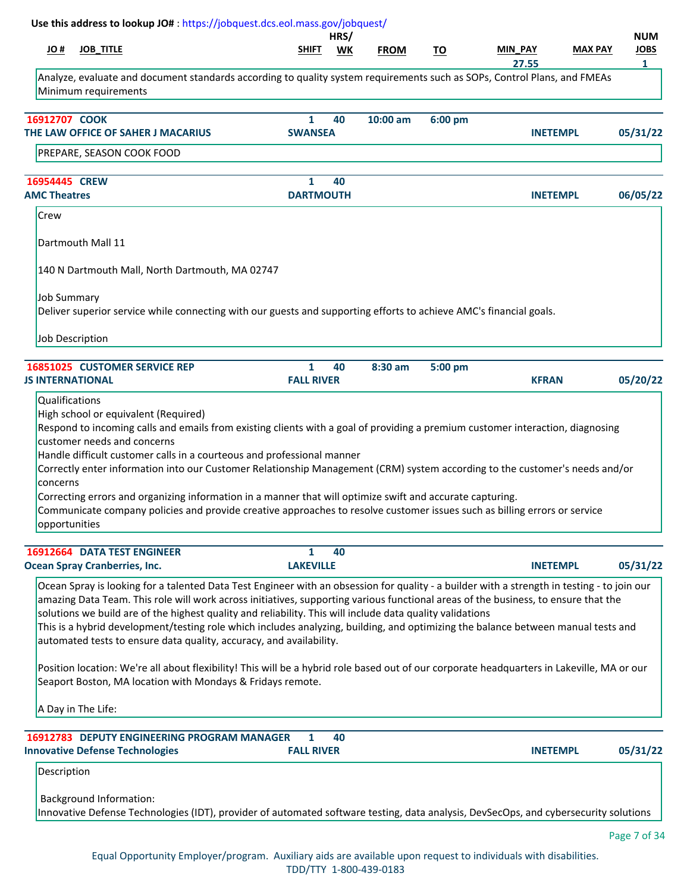Use this address to lookup JO# : https://jobquest.dcs.eol.mass.gov/jobquest/

| JO # | JOB_TITLE | SHIFT | HRS/ WK | FROM | TO | MIN_PAY | MAX PAY | NUM JOBS |
|---|---|---|---|---|---|---|---|---|
| | | | | | | 27.55 | | 1 |

Analyze, evaluate and document standards according to quality system requirements such as SOPs, Control Plans, and FMEAs
Minimum requirements

---

**16912707 COOK** | Shift: 1 | Hrs/Wk: 40 | From: 10:00 am | To: 6:00 pm
**THE LAW OFFICE OF SAHER J MACARIUS** | SWANSEA | INETEMPL | 05/31/22

PREPARE, SEASON COOK FOOD

---

**16954445 CREW** | Shift: 1 | Hrs/Wk: 40
**AMC Theatres** | DARTMOUTH | INETEMPL | 06/05/22

Crew

Dartmouth Mall 11

140 N Dartmouth Mall, North Dartmouth, MA 02747

Job Summary
Deliver superior service while connecting with our guests and supporting efforts to achieve AMC's financial goals.

Job Description

---

**16851025 CUSTOMER SERVICE REP** | Shift: 1 | Hrs/Wk: 40 | From: 8:30 am | To: 5:00 pm
**JS INTERNATIONAL** | FALL RIVER | KFRAN | 05/20/22

Qualifications
High school or equivalent (Required)
Respond to incoming calls and emails from existing clients with a goal of providing a premium customer interaction, diagnosing customer needs and concerns
Handle difficult customer calls in a courteous and professional manner
Correctly enter information into our Customer Relationship Management (CRM) system according to the customer's needs and/or concerns
Correcting errors and organizing information in a manner that will optimize swift and accurate capturing.
Communicate company policies and provide creative approaches to resolve customer issues such as billing errors or service opportunities

---

**16912664 DATA TEST ENGINEER** | Shift: 1 | Hrs/Wk: 40
**Ocean Spray Cranberries, Inc.** | LAKEVILLE | INETEMPL | 05/31/22

Ocean Spray is looking for a talented Data Test Engineer with an obsession for quality - a builder with a strength in testing - to join our amazing Data Team. This role will work across initiatives, supporting various functional areas of the business, to ensure that the solutions we build are of the highest quality and reliability. This will include data quality validations
This is a hybrid development/testing role which includes analyzing, building, and optimizing the balance between manual tests and automated tests to ensure data quality, accuracy, and availability.

Position location: We're all about flexibility! This will be a hybrid role based out of our corporate headquarters in Lakeville, MA or our Seaport Boston, MA location with Mondays & Fridays remote.

A Day in The Life:

---

**16912783 DEPUTY ENGINEERING PROGRAM MANAGER** | Shift: 1 | Hrs/Wk: 40
**Innovative Defense Technologies** | FALL RIVER | INETEMPL | 05/31/22

Description

Background Information:
Innovative Defense Technologies (IDT), provider of automated software testing, data analysis, DevSecOps, and cybersecurity solutions

Equal Opportunity Employer/program. Auxiliary aids are available upon request to individuals with disabilities.
TDD/TTY 1-800-439-0183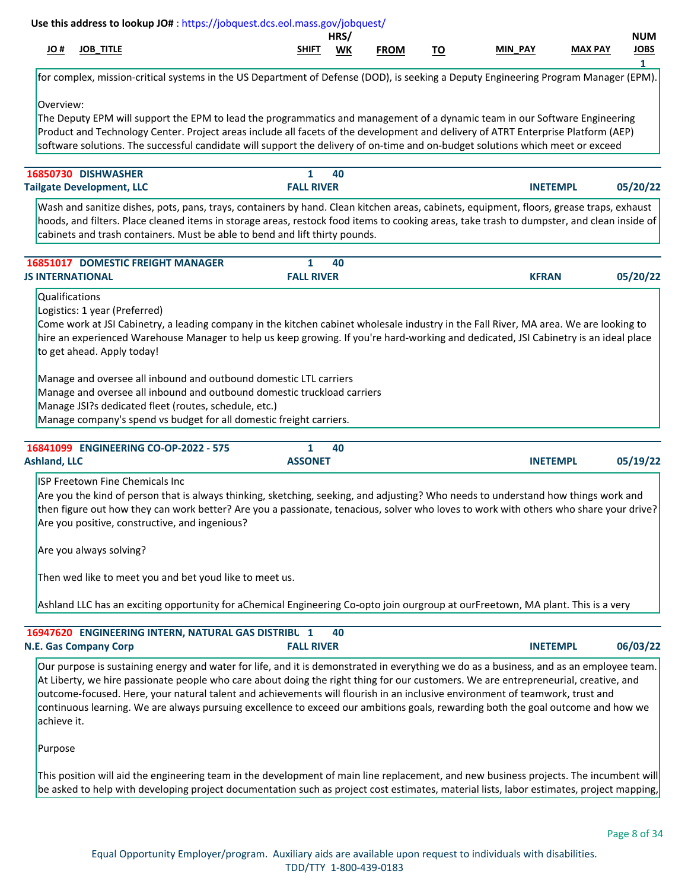Use this address to lookup JO# : https://jobquest.dcs.eol.mass.gov/jobquest/

| JO # | JOB_TITLE | SHIFT | HRS/ WK | FROM | TO | MIN_PAY | MAX PAY | NUM JOBS |
|---|---|---|---|---|---|---|---|---|

for complex, mission-critical systems in the US Department of Defense (DOD), is seeking a Deputy Engineering Program Manager (EPM).

Overview:
The Deputy EPM will support the EPM to lead the programmatics and management of a dynamic team in our Software Engineering Product and Technology Center. Project areas include all facets of the development and delivery of ATRT Enterprise Platform (AEP) software solutions. The successful candidate will support the delivery of on-time and on-budget solutions which meet or exceed

---

**16850730 DISHWASHER** | 1 | 40
**Tailgate Development, LLC** | **FALL RIVER** | **INETEMPL** | **05/20/22**

Wash and sanitize dishes, pots, pans, trays, containers by hand. Clean kitchen areas, cabinets, equipment, floors, grease traps, exhaust hoods, and filters. Place cleaned items in storage areas, restock food items to cooking areas, take trash to dumpster, and clean inside of cabinets and trash containers. Must be able to bend and lift thirty pounds.

---

**16851017 DOMESTIC FREIGHT MANAGER** | 1 | 40
**JS INTERNATIONAL** | **FALL RIVER** | **KFRAN** | **05/20/22**

Qualifications
Logistics: 1 year (Preferred)
Come work at JSI Cabinetry, a leading company in the kitchen cabinet wholesale industry in the Fall River, MA area. We are looking to hire an experienced Warehouse Manager to help us keep growing. If you're hard-working and dedicated, JSI Cabinetry is an ideal place to get ahead. Apply today!

Manage and oversee all inbound and outbound domestic LTL carriers
Manage and oversee all inbound and outbound domestic truckload carriers
Manage JSI?s dedicated fleet (routes, schedule, etc.)
Manage company's spend vs budget for all domestic freight carriers.

---

**16841099 ENGINEERING CO-OP-2022 - 575** | 1 | 40
**Ashland, LLC** | **ASSONET** | **INETEMPL** | **05/19/22**

ISP Freetown Fine Chemicals Inc
Are you the kind of person that is always thinking, sketching, seeking, and adjusting? Who needs to understand how things work and then figure out how they can work better? Are you a passionate, tenacious, solver who loves to work with others who share your drive? Are you positive, constructive, and ingenious?

Are you always solving?

Then wed like to meet you and bet youd like to meet us.

Ashland LLC has an exciting opportunity for aChemical Engineering Co-opto join ourgroup at ourFreetown, MA plant. This is a very

---

**16947620 ENGINEERING INTERN, NATURAL GAS DISTRIBU** | 1 | 40
**N.E. Gas Company Corp** | **FALL RIVER** | **INETEMPL** | **06/03/22**

Our purpose is sustaining energy and water for life, and it is demonstrated in everything we do as a business, and as an employee team. At Liberty, we hire passionate people who care about doing the right thing for our customers. We are entrepreneurial, creative, and outcome-focused. Here, your natural talent and achievements will flourish in an inclusive environment of teamwork, trust and continuous learning. We are always pursuing excellence to exceed our ambitions goals, rewarding both the goal outcome and how we achieve it.

Purpose

This position will aid the engineering team in the development of main line replacement, and new business projects. The incumbent will be asked to help with developing project documentation such as project cost estimates, material lists, labor estimates, project mapping,

Equal Opportunity Employer/program. Auxiliary aids are available upon request to individuals with disabilities.
TDD/TTY 1-800-439-0183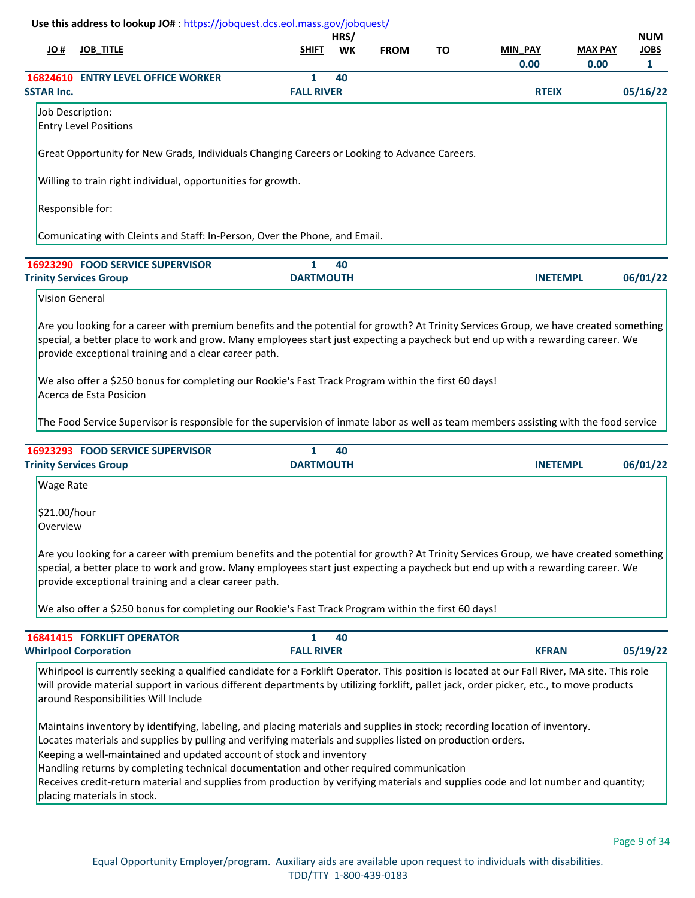Use this address to lookup JO# : https://jobquest.dcs.eol.mass.gov/jobquest/

| JO # | JOB_TITLE | SHIFT | HRS/WK | FROM | TO | MIN_PAY | MAX PAY | NUM JOBS |
|---|---|---|---|---|---|---|---|---|
| | | | | | | 0.00 | 0.00 | 1 |

**16824610 ENTRY LEVEL OFFICE WORKER** — Shift: 1 — Hrs/Wk: 40
**SSTAR Inc.** — FALL RIVER — RTEIX — 05/16/22

Job Description:
Entry Level Positions

Great Opportunity for New Grads, Individuals Changing Careers or Looking to Advance Careers.

Willing to train right individual, opportunities for growth.

Responsible for:

Comunicating with Cleints and Staff: In-Person, Over the Phone, and Email.

---

**16923290 FOOD SERVICE SUPERVISOR** — Shift: 1 — Hrs/Wk: 40
**Trinity Services Group** — DARTMOUTH — INETEMPL — 06/01/22

Vision General

Are you looking for a career with premium benefits and the potential for growth? At Trinity Services Group, we have created something special, a better place to work and grow. Many employees start just expecting a paycheck but end up with a rewarding career. We provide exceptional training and a clear career path.

We also offer a $250 bonus for completing our Rookie's Fast Track Program within the first 60 days!
Acerca de Esta Posicion

The Food Service Supervisor is responsible for the supervision of inmate labor as well as team members assisting with the food service

---

**16923293 FOOD SERVICE SUPERVISOR** — Shift: 1 — Hrs/Wk: 40
**Trinity Services Group** — DARTMOUTH — INETEMPL — 06/01/22

Wage Rate

$21.00/hour
Overview

Are you looking for a career with premium benefits and the potential for growth? At Trinity Services Group, we have created something special, a better place to work and grow. Many employees start just expecting a paycheck but end up with a rewarding career. We provide exceptional training and a clear career path.

We also offer a $250 bonus for completing our Rookie's Fast Track Program within the first 60 days!

---

**16841415 FORKLIFT OPERATOR** — Shift: 1 — Hrs/Wk: 40
**Whirlpool Corporation** — FALL RIVER — KFRAN — 05/19/22

Whirlpool is currently seeking a qualified candidate for a Forklift Operator. This position is located at our Fall River, MA site. This role will provide material support in various different departments by utilizing forklift, pallet jack, order picker, etc., to move products around Responsibilities Will Include

Maintains inventory by identifying, labeling, and placing materials and supplies in stock; recording location of inventory.
Locates materials and supplies by pulling and verifying materials and supplies listed on production orders.
Keeping a well-maintained and updated account of stock and inventory
Handling returns by completing technical documentation and other required communication
Receives credit-return material and supplies from production by verifying materials and supplies code and lot number and quantity; placing materials in stock.

Equal Opportunity Employer/program. Auxiliary aids are available upon request to individuals with disabilities.
TDD/TTY 1-800-439-0183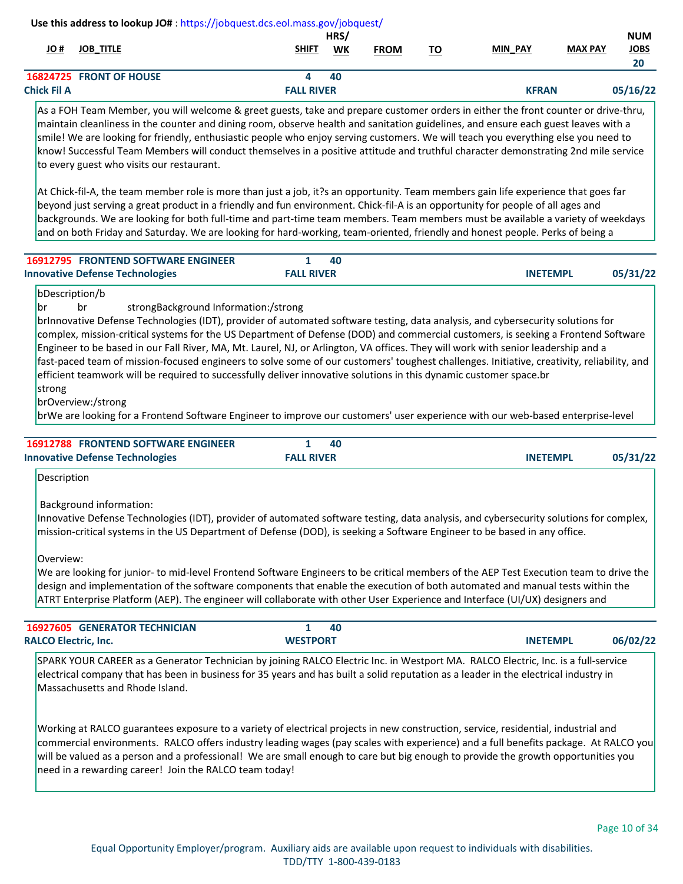Use this address to lookup JO# : https://jobquest.dcs.eol.mass.gov/jobquest/

| JO # | JOB_TITLE | SHIFT | HRS/ WK | FROM | TO | MIN_PAY | MAX PAY | NUM JOBS |
|---|---|---|---|---|---|---|---|---|
| | | | | | | | | 20 |

**16824725 FRONT OF HOUSE** — Shift: 4 — Hrs/Wk: 40
**Chick Fil A** — FALL RIVER — KFRAN — 05/16/22

As a FOH Team Member, you will welcome & greet guests, take and prepare customer orders in either the front counter or drive-thru, maintain cleanliness in the counter and dining room, observe health and sanitation guidelines, and ensure each guest leaves with a smile! We are looking for friendly, enthusiastic people who enjoy serving customers. We will teach you everything else you need to know! Successful Team Members will conduct themselves in a positive attitude and truthful character demonstrating 2nd mile service to every guest who visits our restaurant.

At Chick-fil-A, the team member role is more than just a job, it?s an opportunity. Team members gain life experience that goes far beyond just serving a great product in a friendly and fun environment. Chick-fil-A is an opportunity for people of all ages and backgrounds. We are looking for both full-time and part-time team members. Team members must be available a variety of weekdays and on both Friday and Saturday. We are looking for hard-working, team-oriented, friendly and honest people. Perks of being a

---

**16912795 FRONTEND SOFTWARE ENGINEER** — Shift: 1 — Hrs/Wk: 40
**Innovative Defense Technologies** — FALL RIVER — INETEMPL — 05/31/22

bDescription/b
br br strongBackground Information:/strong
brInnovative Defense Technologies (IDT), provider of automated software testing, data analysis, and cybersecurity solutions for complex, mission-critical systems for the US Department of Defense (DOD) and commercial customers, is seeking a Frontend Software Engineer to be based in our Fall River, MA, Mt. Laurel, NJ, or Arlington, VA offices. They will work with senior leadership and a fast-paced team of mission-focused engineers to solve some of our customers' toughest challenges. Initiative, creativity, reliability, and efficient teamwork will be required to successfully deliver innovative solutions in this dynamic customer space.br
strong
brOverview:/strong
brWe are looking for a Frontend Software Engineer to improve our customers' user experience with our web-based enterprise-level

---

**16912788 FRONTEND SOFTWARE ENGINEER** — Shift: 1 — Hrs/Wk: 40
**Innovative Defense Technologies** — FALL RIVER — INETEMPL — 05/31/22

Description

Background information:
Innovative Defense Technologies (IDT), provider of automated software testing, data analysis, and cybersecurity solutions for complex, mission-critical systems in the US Department of Defense (DOD), is seeking a Software Engineer to be based in any office.

Overview:
We are looking for junior- to mid-level Frontend Software Engineers to be critical members of the AEP Test Execution team to drive the design and implementation of the software components that enable the execution of both automated and manual tests within the ATRT Enterprise Platform (AEP). The engineer will collaborate with other User Experience and Interface (UI/UX) designers and

---

**16927605 GENERATOR TECHNICIAN** — Shift: 1 — Hrs/Wk: 40
**RALCO Electric, Inc.** — WESTPORT — INETEMPL — 06/02/22

SPARK YOUR CAREER as a Generator Technician by joining RALCO Electric Inc. in Westport MA. RALCO Electric, Inc. is a full-service electrical company that has been in business for 35 years and has built a solid reputation as a leader in the electrical industry in Massachusetts and Rhode Island.

Working at RALCO guarantees exposure to a variety of electrical projects in new construction, service, residential, industrial and commercial environments. RALCO offers industry leading wages (pay scales with experience) and a full benefits package. At RALCO you will be valued as a person and a professional! We are small enough to care but big enough to provide the growth opportunities you need in a rewarding career! Join the RALCO team today!

Equal Opportunity Employer/program. Auxiliary aids are available upon request to individuals with disabilities.
TDD/TTY 1-800-439-0183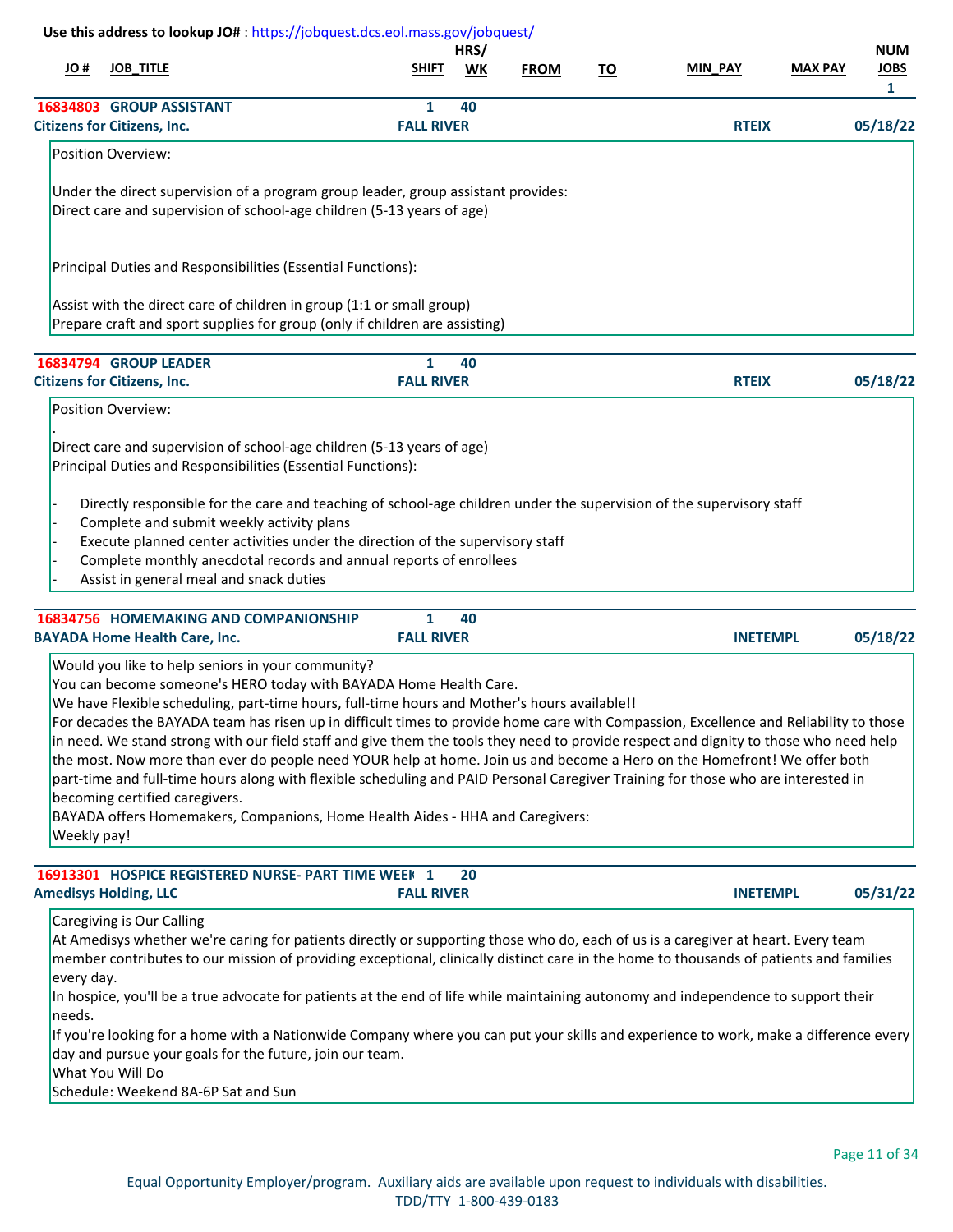Use this address to lookup JO# : https://jobquest.dcs.eol.mass.gov/jobquest/

| JO # | JOB_TITLE | SHIFT | HRS/WK | FROM | TO | MIN_PAY | MAX PAY | NUM JOBS |
|---|---|---|---|---|---|---|---|---|
| 16834803 | GROUP ASSISTANT | 1 | 40 | | | | | 1 |

**Citizens for Citizens, Inc.** — FALL RIVER — RTEIX — 05/18/22

Position Overview:

Under the direct supervision of a program group leader, group assistant provides:
Direct care and supervision of school-age children (5-13 years of age)

Principal Duties and Responsibilities (Essential Functions):

Assist with the direct care of children in group (1:1 or small group)
Prepare craft and sport supplies for group (only if children are assisting)

---

| JO # | JOB_TITLE | SHIFT | HRS/WK |
|---|---|---|---|
| 16834794 | GROUP LEADER | 1 | 40 |

**Citizens for Citizens, Inc.** — FALL RIVER — RTEIX — 05/18/22

Position Overview:

.

Direct care and supervision of school-age children (5-13 years of age)
Principal Duties and Responsibilities (Essential Functions):

- Directly responsible for the care and teaching of school-age children under the supervision of the supervisory staff
- Complete and submit weekly activity plans
- Execute planned center activities under the direction of the supervisory staff
- Complete monthly anecdotal records and annual reports of enrollees
- Assist in general meal and snack duties

---

| JO # | JOB_TITLE | SHIFT | HRS/WK |
|---|---|---|---|
| 16834756 | HOMEMAKING AND COMPANIONSHIP | 1 | 40 |

**BAYADA Home Health Care, Inc.** — FALL RIVER — INETEMPL — 05/18/22

Would you like to help seniors in your community?
You can become someone's HERO today with BAYADA Home Health Care.
We have Flexible scheduling, part-time hours, full-time hours and Mother's hours available!!
For decades the BAYADA team has risen up in difficult times to provide home care with Compassion, Excellence and Reliability to those in need. We stand strong with our field staff and give them the tools they need to provide respect and dignity to those who need help the most. Now more than ever do people need YOUR help at home. Join us and become a Hero on the Homefront! We offer both part-time and full-time hours along with flexible scheduling and PAID Personal Caregiver Training for those who are interested in becoming certified caregivers.
BAYADA offers Homemakers, Companions, Home Health Aides - HHA and Caregivers:
Weekly pay!

---

| JO # | JOB_TITLE | SHIFT | HRS/WK |
|---|---|---|---|
| 16913301 | HOSPICE REGISTERED NURSE- PART TIME WEEK | 1 | 20 |

**Amedisys Holding, LLC** — FALL RIVER — INETEMPL — 05/31/22

Caregiving is Our Calling
At Amedisys whether we're caring for patients directly or supporting those who do, each of us is a caregiver at heart. Every team member contributes to our mission of providing exceptional, clinically distinct care in the home to thousands of patients and families every day.
In hospice, you'll be a true advocate for patients at the end of life while maintaining autonomy and independence to support their needs.
If you're looking for a home with a Nationwide Company where you can put your skills and experience to work, make a difference every day and pursue your goals for the future, join our team.
What You Will Do
Schedule: Weekend 8A-6P Sat and Sun

Equal Opportunity Employer/program. Auxiliary aids are available upon request to individuals with disabilities.
TDD/TTY 1-800-439-0183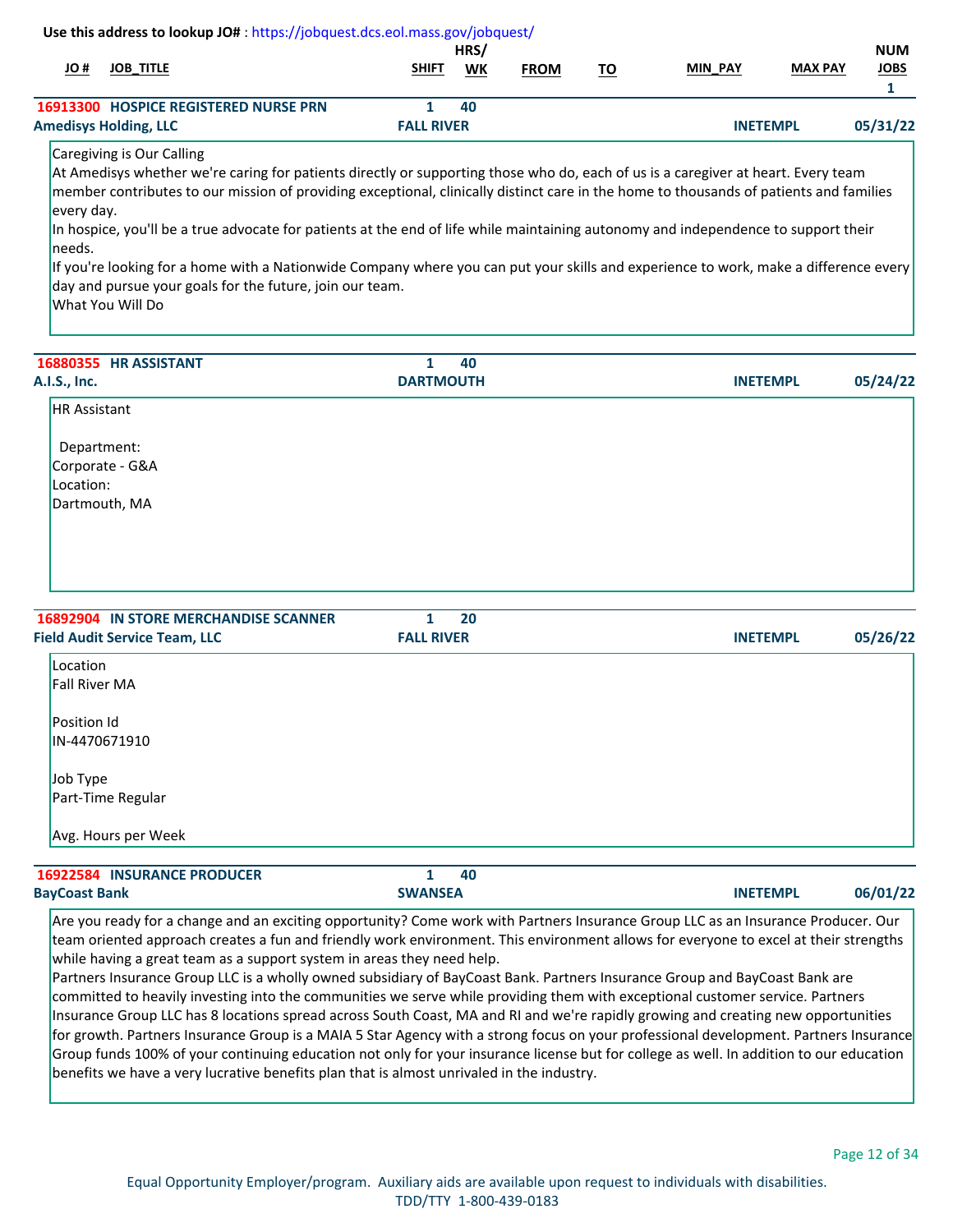Use this address to lookup JO# : https://jobquest.dcs.eol.mass.gov/jobquest/

| JO # | JOB_TITLE | SHIFT | HRS/ WK | FROM | TO | MIN_PAY | MAX PAY | NUM JOBS |
|---|---|---|---|---|---|---|---|---|
| | | | | | | | | 1 |

**16913300 HOSPICE REGISTERED NURSE PRN** | 1 | 40
**Amedisys Holding, LLC** | **FALL RIVER** | **INETEMPL** | **05/31/22**

Caregiving is Our Calling
At Amedisys whether we're caring for patients directly or supporting those who do, each of us is a caregiver at heart. Every team member contributes to our mission of providing exceptional, clinically distinct care in the home to thousands of patients and families every day.
In hospice, you'll be a true advocate for patients at the end of life while maintaining autonomy and independence to support their needs.
If you're looking for a home with a Nationwide Company where you can put your skills and experience to work, make a difference every day and pursue your goals for the future, join our team.
What You Will Do

---

**16880355 HR ASSISTANT** | 1 | 40
**A.I.S., Inc.** | **DARTMOUTH** | **INETEMPL** | **05/24/22**

HR Assistant

Department:
Corporate - G&A
Location:
Dartmouth, MA

---

**16892904 IN STORE MERCHANDISE SCANNER** | 1 | 20
**Field Audit Service Team, LLC** | **FALL RIVER** | **INETEMPL** | **05/26/22**

Location
Fall River MA

Position Id
IN-4470671910

Job Type
Part-Time Regular

Avg. Hours per Week

---

**16922584 INSURANCE PRODUCER** | 1 | 40
**BayCoast Bank** | **SWANSEA** | **INETEMPL** | **06/01/22**

Are you ready for a change and an exciting opportunity? Come work with Partners Insurance Group LLC as an Insurance Producer. Our team oriented approach creates a fun and friendly work environment. This environment allows for everyone to excel at their strengths while having a great team as a support system in areas they need help.
Partners Insurance Group LLC is a wholly owned subsidiary of BayCoast Bank. Partners Insurance Group and BayCoast Bank are committed to heavily investing into the communities we serve while providing them with exceptional customer service. Partners Insurance Group LLC has 8 locations spread across South Coast, MA and RI and we're rapidly growing and creating new opportunities for growth. Partners Insurance Group is a MAIA 5 Star Agency with a strong focus on your professional development. Partners Insurance Group funds 100% of your continuing education not only for your insurance license but for college as well. In addition to our education benefits we have a very lucrative benefits plan that is almost unrivaled in the industry.

Equal Opportunity Employer/program. Auxiliary aids are available upon request to individuals with disabilities.
TDD/TTY 1-800-439-0183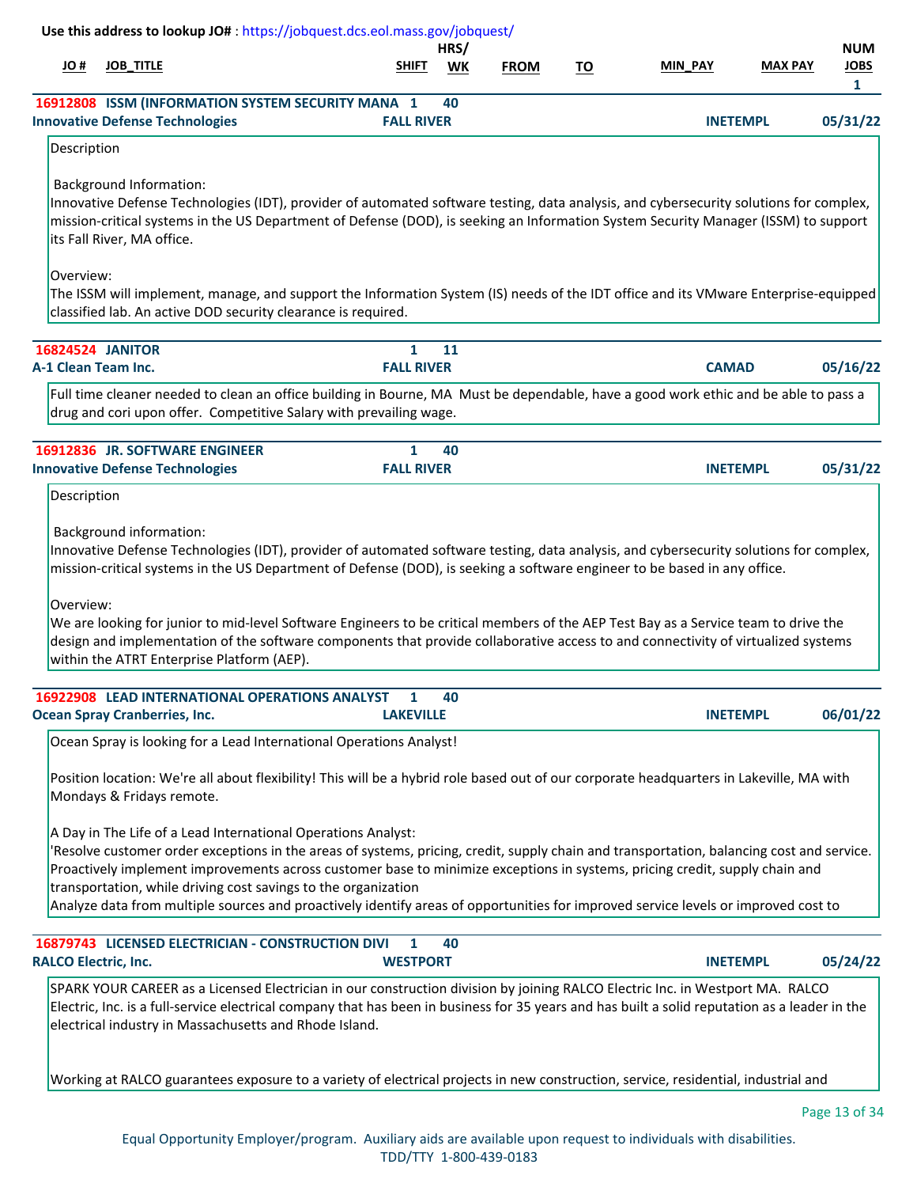**Use this address to lookup JO#** : https://jobquest.dcs.eol.mass.gov/jobquest/

| JO # | JOB_TITLE | SHIFT | HRS/ WK | FROM | TO | MIN_PAY | MAX PAY | NUM JOBS |
|---|---|---|---|---|---|---|---|---|
| | | | | | | | | 1 |

**16912808 ISSM (INFORMATION SYSTEM SECURITY MANA** 1 40
**Innovative Defense Technologies** **FALL RIVER** **INETEMPL** **05/31/22**

Description

Background Information:
Innovative Defense Technologies (IDT), provider of automated software testing, data analysis, and cybersecurity solutions for complex, mission-critical systems in the US Department of Defense (DOD), is seeking an Information System Security Manager (ISSM) to support its Fall River, MA office.

Overview:
The ISSM will implement, manage, and support the Information System (IS) needs of the IDT office and its VMware Enterprise-equipped classified lab. An active DOD security clearance is required.

---

**16824524 JANITOR** 1 11
**A-1 Clean Team Inc.** **FALL RIVER** **CAMAD** **05/16/22**

Full time cleaner needed to clean an office building in Bourne, MA Must be dependable, have a good work ethic and be able to pass a drug and cori upon offer. Competitive Salary with prevailing wage.

---

**16912836 JR. SOFTWARE ENGINEER** 1 40
**Innovative Defense Technologies** **FALL RIVER** **INETEMPL** **05/31/22**

Description

Background information:
Innovative Defense Technologies (IDT), provider of automated software testing, data analysis, and cybersecurity solutions for complex, mission-critical systems in the US Department of Defense (DOD), is seeking a software engineer to be based in any office.

Overview:
We are looking for junior to mid-level Software Engineers to be critical members of the AEP Test Bay as a Service team to drive the design and implementation of the software components that provide collaborative access to and connectivity of virtualized systems within the ATRT Enterprise Platform (AEP).

---

**16922908 LEAD INTERNATIONAL OPERATIONS ANALYST** 1 40
**Ocean Spray Cranberries, Inc.** **LAKEVILLE** **INETEMPL** **06/01/22**

Ocean Spray is looking for a Lead International Operations Analyst!

Position location: We're all about flexibility! This will be a hybrid role based out of our corporate headquarters in Lakeville, MA with Mondays & Fridays remote.

A Day in The Life of a Lead International Operations Analyst:
'Resolve customer order exceptions in the areas of systems, pricing, credit, supply chain and transportation, balancing cost and service.
Proactively implement improvements across customer base to minimize exceptions in systems, pricing credit, supply chain and transportation, while driving cost savings to the organization
Analyze data from multiple sources and proactively identify areas of opportunities for improved service levels or improved cost to

---

**16879743 LICENSED ELECTRICIAN - CONSTRUCTION DIVI** 1 40
**RALCO Electric, Inc.** **WESTPORT** **INETEMPL** **05/24/22**

SPARK YOUR CAREER as a Licensed Electrician in our construction division by joining RALCO Electric Inc. in Westport MA. RALCO Electric, Inc. is a full-service electrical company that has been in business for 35 years and has built a solid reputation as a leader in the electrical industry in Massachusetts and Rhode Island.

Working at RALCO guarantees exposure to a variety of electrical projects in new construction, service, residential, industrial and

Equal Opportunity Employer/program. Auxiliary aids are available upon request to individuals with disabilities.
TDD/TTY 1-800-439-0183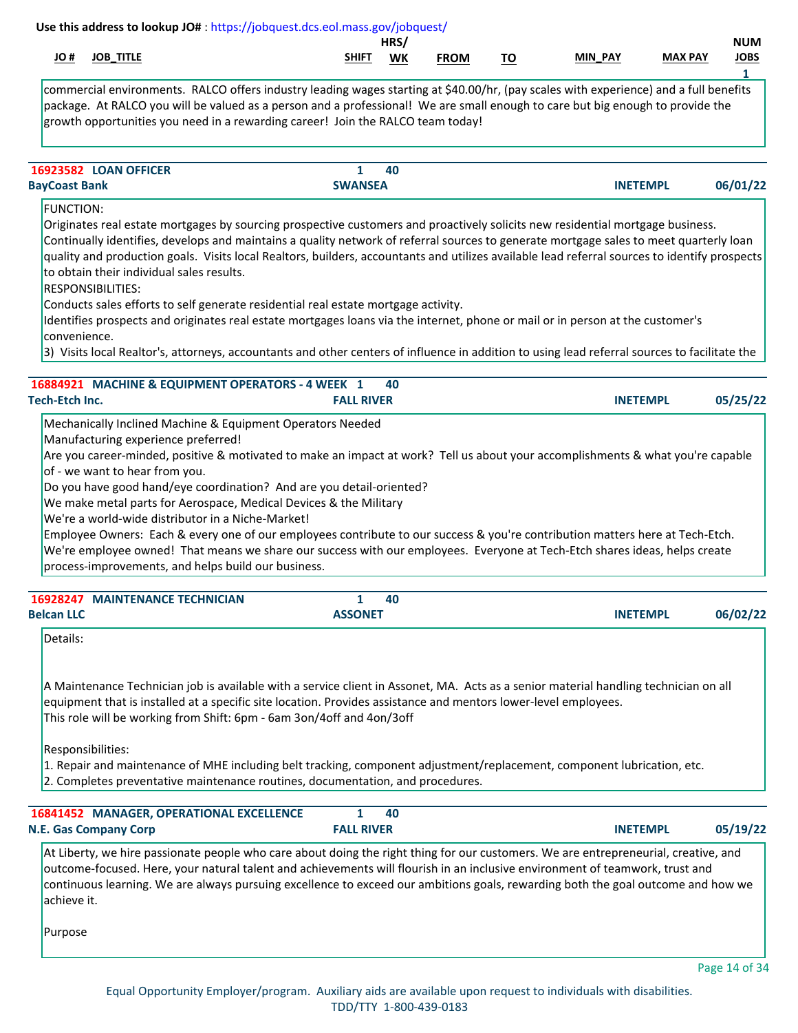Use this address to lookup JO# : https://jobquest.dcs.eol.mass.gov/jobquest/

| JO # | JOB_TITLE | SHIFT | HRS/WK | FROM | TO | MIN_PAY | MAX PAY | NUM JOBS |
|---|---|---|---|---|---|---|---|---|
| | | | | | | | | 1 |

commercial environments. RALCO offers industry leading wages starting at $40.00/hr, (pay scales with experience) and a full benefits package. At RALCO you will be valued as a person and a professional! We are small enough to care but big enough to provide the growth opportunities you need in a rewarding career! Join the RALCO team today!

---

**16923582 LOAN OFFICER** | 1 | 40
**BayCoast Bank** | **SWANSEA** | **INETEMPL** | **06/01/22**

FUNCTION:
Originates real estate mortgages by sourcing prospective customers and proactively solicits new residential mortgage business. Continually identifies, develops and maintains a quality network of referral sources to generate mortgage sales to meet quarterly loan quality and production goals. Visits local Realtors, builders, accountants and utilizes available lead referral sources to identify prospects to obtain their individual sales results.
RESPONSIBILITIES:
Conducts sales efforts to self generate residential real estate mortgage activity.
Identifies prospects and originates real estate mortgages loans via the internet, phone or mail or in person at the customer's convenience.
3) Visits local Realtor's, attorneys, accountants and other centers of influence in addition to using lead referral sources to facilitate the

---

**16884921 MACHINE & EQUIPMENT OPERATORS - 4 WEEK** | 1 | 40
**Tech-Etch Inc.** | **FALL RIVER** | **INETEMPL** | **05/25/22**

Mechanically Inclined Machine & Equipment Operators Needed
Manufacturing experience preferred!
Are you career-minded, positive & motivated to make an impact at work? Tell us about your accomplishments & what you're capable of - we want to hear from you.
Do you have good hand/eye coordination? And are you detail-oriented?
We make metal parts for Aerospace, Medical Devices & the Military
We're a world-wide distributor in a Niche-Market!
Employee Owners: Each & every one of our employees contribute to our success & you're contribution matters here at Tech-Etch. We're employee owned! That means we share our success with our employees. Everyone at Tech-Etch shares ideas, helps create process-improvements, and helps build our business.

---

**16928247 MAINTENANCE TECHNICIAN** | 1 | 40
**Belcan LLC** | **ASSONET** | **INETEMPL** | **06/02/22**

Details:

A Maintenance Technician job is available with a service client in Assonet, MA. Acts as a senior material handling technician on all equipment that is installed at a specific site location. Provides assistance and mentors lower-level employees.
This role will be working from Shift: 6pm - 6am 3on/4off and 4on/3off

Responsibilities:
1. Repair and maintenance of MHE including belt tracking, component adjustment/replacement, component lubrication, etc.
2. Completes preventative maintenance routines, documentation, and procedures.

---

**16841452 MANAGER, OPERATIONAL EXCELLENCE** | 1 | 40
**N.E. Gas Company Corp** | **FALL RIVER** | **INETEMPL** | **05/19/22**

At Liberty, we hire passionate people who care about doing the right thing for our customers. We are entrepreneurial, creative, and outcome-focused. Here, your natural talent and achievements will flourish in an inclusive environment of teamwork, trust and continuous learning. We are always pursuing excellence to exceed our ambitions goals, rewarding both the goal outcome and how we achieve it.

Purpose

Equal Opportunity Employer/program. Auxiliary aids are available upon request to individuals with disabilities. TDD/TTY 1-800-439-0183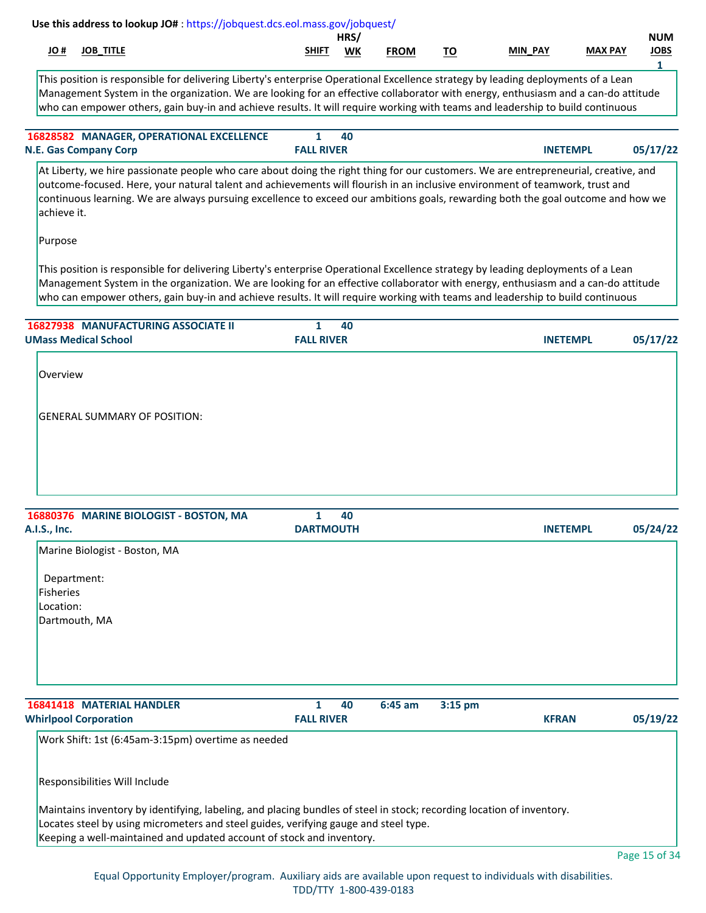Use this address to lookup JO# : https://jobquest.dcs.eol.mass.gov/jobquest/

| JO # | JOB_TITLE | SHIFT | HRS/ WK | FROM | TO | MIN_PAY | MAX PAY | NUM JOBS |
|---|---|---|---|---|---|---|---|---|
| | | | | | | | | 1 |

This position is responsible for delivering Liberty's enterprise Operational Excellence strategy by leading deployments of a Lean Management System in the organization. We are looking for an effective collaborator with energy, enthusiasm and a can-do attitude who can empower others, gain buy-in and achieve results. It will require working with teams and leadership to build continuous

---

**16828582 MANAGER, OPERATIONAL EXCELLENCE** | 1 | 40
**N.E. Gas Company Corp** | **FALL RIVER** | **INETEMPL** | **05/17/22**

At Liberty, we hire passionate people who care about doing the right thing for our customers. We are entrepreneurial, creative, and outcome-focused. Here, your natural talent and achievements will flourish in an inclusive environment of teamwork, trust and continuous learning. We are always pursuing excellence to exceed our ambitions goals, rewarding both the goal outcome and how we achieve it.

Purpose

This position is responsible for delivering Liberty's enterprise Operational Excellence strategy by leading deployments of a Lean Management System in the organization. We are looking for an effective collaborator with energy, enthusiasm and a can-do attitude who can empower others, gain buy-in and achieve results. It will require working with teams and leadership to build continuous

---

**16827938 MANUFACTURING ASSOCIATE II** | 1 | 40
**UMass Medical School** | **FALL RIVER** | **INETEMPL** | **05/17/22**

Overview

GENERAL SUMMARY OF POSITION:

---

**16880376 MARINE BIOLOGIST - BOSTON, MA** | 1 | 40
**A.I.S., Inc.** | **DARTMOUTH** | **INETEMPL** | **05/24/22**

Marine Biologist - Boston, MA

Department:
Fisheries
Location:
Dartmouth, MA

---

**16841418 MATERIAL HANDLER** | 1 | 40 | 6:45 am | 3:15 pm
**Whirlpool Corporation** | **FALL RIVER** | **KFRAN** | **05/19/22**

Work Shift: 1st (6:45am-3:15pm) overtime as needed

Responsibilities Will Include

Maintains inventory by identifying, labeling, and placing bundles of steel in stock; recording location of inventory.
Locates steel by using micrometers and steel guides, verifying gauge and steel type.
Keeping a well-maintained and updated account of stock and inventory.

Equal Opportunity Employer/program. Auxiliary aids are available upon request to individuals with disabilities.
TDD/TTY 1-800-439-0183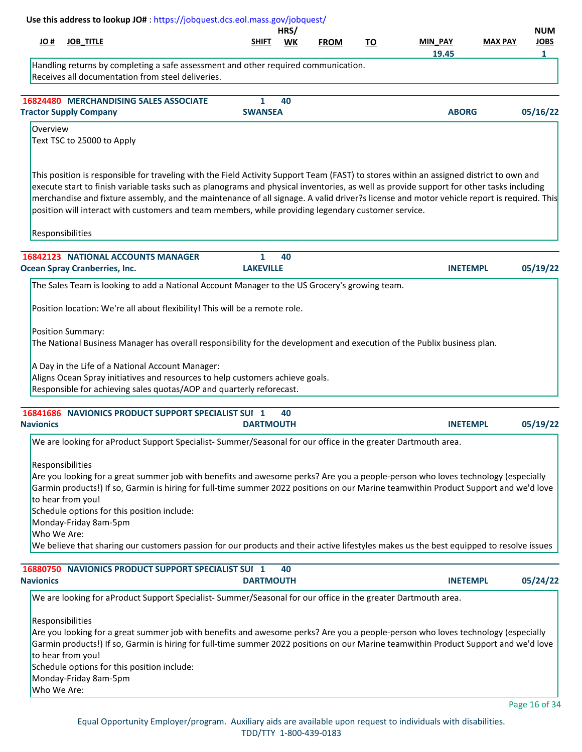Use this address to lookup JO# : https://jobquest.dcs.eol.mass.gov/jobquest/

| JO # | JOB_TITLE | SHIFT | HRS/ WK | FROM | TO | MIN_PAY | MAX PAY | NUM JOBS |
|---|---|---|---|---|---|---|---|---|
| | | | | | | 19.45 | | 1 |

Handling returns by completing a safe assessment and other required communication.
Receives all documentation from steel deliveries.

---

**16824480 MERCHANDISING SALES ASSOCIATE** | 1 | 40
**Tractor Supply Company** | **SWANSEA** | **ABORG** | **05/16/22**

Overview
Text TSC to 25000 to Apply

This position is responsible for traveling with the Field Activity Support Team (FAST) to stores within an assigned district to own and execute start to finish variable tasks such as planograms and physical inventories, as well as provide support for other tasks including merchandise and fixture assembly, and the maintenance of all signage. A valid driver?s license and motor vehicle report is required. This position will interact with customers and team members, while providing legendary customer service.

Responsibilities

---

**16842123 NATIONAL ACCOUNTS MANAGER** | 1 | 40
**Ocean Spray Cranberries, Inc.** | **LAKEVILLE** | **INETEMPL** | **05/19/22**

The Sales Team is looking to add a National Account Manager to the US Grocery's growing team.

Position location: We're all about flexibility! This will be a remote role.

Position Summary:
The National Business Manager has overall responsibility for the development and execution of the Publix business plan.

A Day in the Life of a National Account Manager:
Aligns Ocean Spray initiatives and resources to help customers achieve goals.
Responsible for achieving sales quotas/AOP and quarterly reforecast.

---

**16841686 NAVIONICS PRODUCT SUPPORT SPECIALIST SUI** | 1 | 40
**Navionics** | **DARTMOUTH** | **INETEMPL** | **05/19/22**

We are looking for aProduct Support Specialist- Summer/Seasonal for our office in the greater Dartmouth area.

Responsibilities
Are you looking for a great summer job with benefits and awesome perks? Are you a people-person who loves technology (especially Garmin products!) If so, Garmin is hiring for full-time summer 2022 positions on our Marine teamwithin Product Support and we'd love to hear from you!
Schedule options for this position include:
Monday-Friday 8am-5pm
Who We Are:
We believe that sharing our customers passion for our products and their active lifestyles makes us the best equipped to resolve issues

---

**16880750 NAVIONICS PRODUCT SUPPORT SPECIALIST SUI** | 1 | 40
**Navionics** | **DARTMOUTH** | **INETEMPL** | **05/24/22**

We are looking for aProduct Support Specialist- Summer/Seasonal for our office in the greater Dartmouth area.

Responsibilities
Are you looking for a great summer job with benefits and awesome perks? Are you a people-person who loves technology (especially Garmin products!) If so, Garmin is hiring for full-time summer 2022 positions on our Marine teamwithin Product Support and we'd love to hear from you!
Schedule options for this position include:
Monday-Friday 8am-5pm
Who We Are:

Equal Opportunity Employer/program. Auxiliary aids are available upon request to individuals with disabilities.
TDD/TTY 1-800-439-0183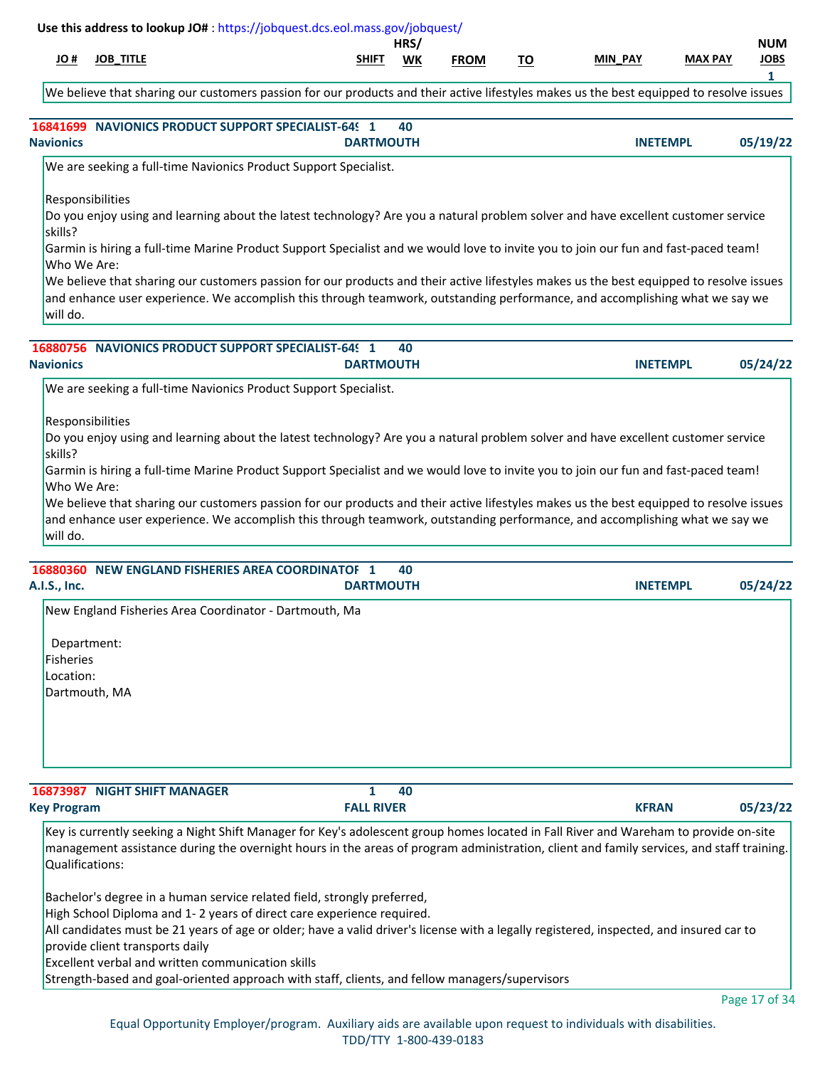Use this address to lookup JO# : https://jobquest.dcs.eol.mass.gov/jobquest/

| JO # | JOB_TITLE | SHIFT | HRS/WK | FROM | TO | MIN_PAY | MAX PAY | NUM JOBS |
|---|---|---|---|---|---|---|---|---|
| | | | | | | | | 1 |

We believe that sharing our customers passion for our products and their active lifestyles makes us the best equipped to resolve issues

---

**16841699 NAVIONICS PRODUCT SUPPORT SPECIALIST-649** | 1 | 40

**Navionics** | **DARTMOUTH** | **INETEMPL** | **05/19/22**

We are seeking a full-time Navionics Product Support Specialist.

Responsibilities
Do you enjoy using and learning about the latest technology? Are you a natural problem solver and have excellent customer service skills?
Garmin is hiring a full-time Marine Product Support Specialist and we would love to invite you to join our fun and fast-paced team!
Who We Are:
We believe that sharing our customers passion for our products and their active lifestyles makes us the best equipped to resolve issues and enhance user experience. We accomplish this through teamwork, outstanding performance, and accomplishing what we say we will do.

---

**16880756 NAVIONICS PRODUCT SUPPORT SPECIALIST-649** | 1 | 40

**Navionics** | **DARTMOUTH** | **INETEMPL** | **05/24/22**

We are seeking a full-time Navionics Product Support Specialist.

Responsibilities
Do you enjoy using and learning about the latest technology? Are you a natural problem solver and have excellent customer service skills?
Garmin is hiring a full-time Marine Product Support Specialist and we would love to invite you to join our fun and fast-paced team!
Who We Are:
We believe that sharing our customers passion for our products and their active lifestyles makes us the best equipped to resolve issues and enhance user experience. We accomplish this through teamwork, outstanding performance, and accomplishing what we say we will do.

---

**16880360 NEW ENGLAND FISHERIES AREA COORDINATOR** | 1 | 40

**A.I.S., Inc.** | **DARTMOUTH** | **INETEMPL** | **05/24/22**

New England Fisheries Area Coordinator - Dartmouth, Ma

Department:
Fisheries
Location:
Dartmouth, MA

---

**16873987 NIGHT SHIFT MANAGER** | 1 | 40

**Key Program** | **FALL RIVER** | **KFRAN** | **05/23/22**

Key is currently seeking a Night Shift Manager for Key's adolescent group homes located in Fall River and Wareham to provide on-site management assistance during the overnight hours in the areas of program administration, client and family services, and staff training.
Qualifications:

Bachelor's degree in a human service related field, strongly preferred,
High School Diploma and 1- 2 years of direct care experience required.
All candidates must be 21 years of age or older; have a valid driver's license with a legally registered, inspected, and insured car to provide client transports daily
Excellent verbal and written communication skills
Strength-based and goal-oriented approach with staff, clients, and fellow managers/supervisors

Equal Opportunity Employer/program. Auxiliary aids are available upon request to individuals with disabilities.
TDD/TTY 1-800-439-0183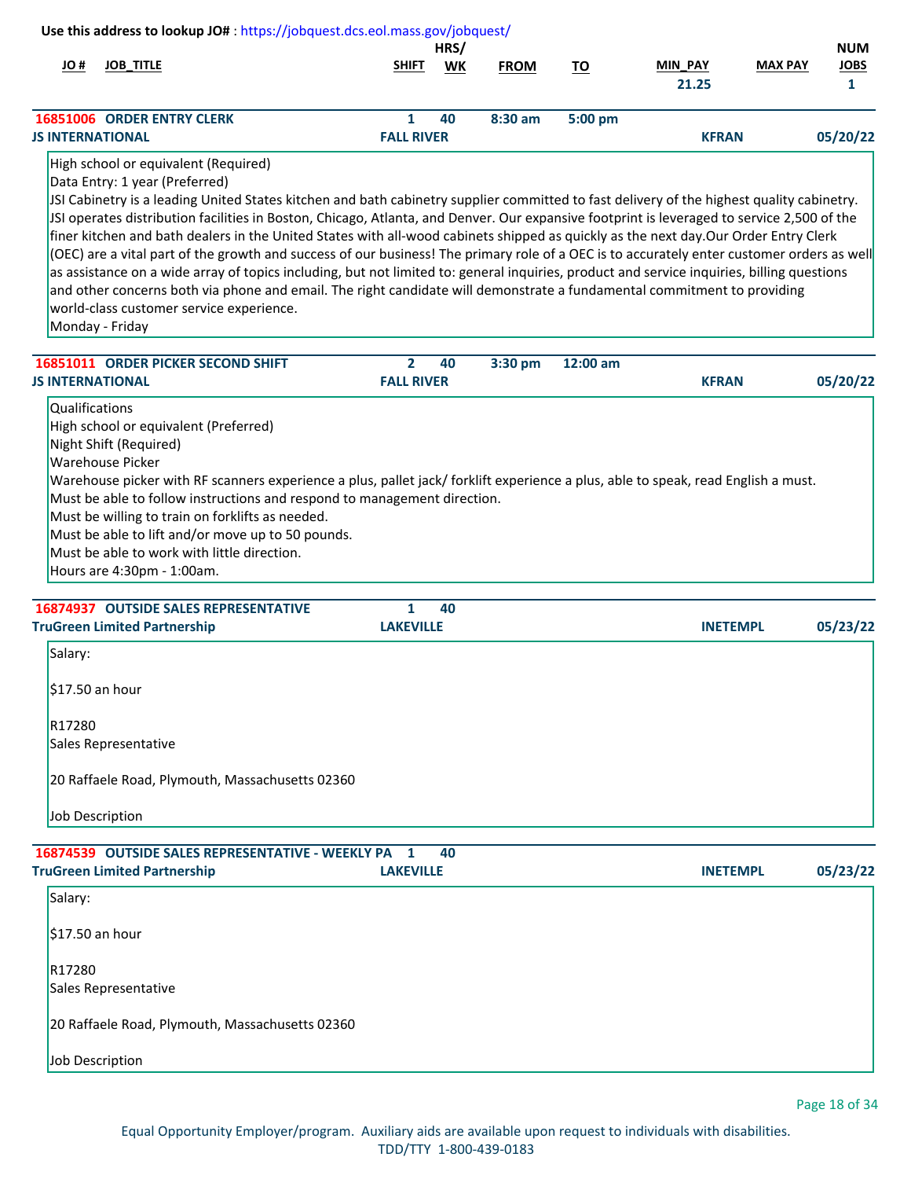Use this address to lookup JO# : https://jobquest.dcs.eol.mass.gov/jobquest/

| JO # | JOB_TITLE | SHIFT | HRS/ WK | FROM | TO | MIN_PAY | MAX PAY | NUM JOBS |
|---|---|---|---|---|---|---|---|---|
| | | | | | | 21.25 | | 1 |
| 16851006 | ORDER ENTRY CLERK | 1 | 40 | 8:30 am | 5:00 pm | | | |
| JS INTERNATIONAL | | FALL RIVER | | | | KFRAN | | 05/20/22 |

High school or equivalent (Required)
Data Entry: 1 year (Preferred)
JSI Cabinetry is a leading United States kitchen and bath cabinetry supplier committed to fast delivery of the highest quality cabinetry. JSI operates distribution facilities in Boston, Chicago, Atlanta, and Denver. Our expansive footprint is leveraged to service 2,500 of the finer kitchen and bath dealers in the United States with all-wood cabinets shipped as quickly as the next day.Our Order Entry Clerk (OEC) are a vital part of the growth and success of our business! The primary role of a OEC is to accurately enter customer orders as well as assistance on a wide array of topics including, but not limited to: general inquiries, product and service inquiries, billing questions and other concerns both via phone and email. The right candidate will demonstrate a fundamental commitment to providing world-class customer service experience.
Monday - Friday

| JO # | JOB_TITLE | SHIFT | HRS/ WK | FROM | TO | MIN_PAY | MAX PAY | NUM JOBS |
|---|---|---|---|---|---|---|---|---|
| 16851011 | ORDER PICKER SECOND SHIFT | 2 | 40 | 3:30 pm | 12:00 am | | | |
| JS INTERNATIONAL | | FALL RIVER | | | | KFRAN | | 05/20/22 |

Qualifications
High school or equivalent (Preferred)
Night Shift (Required)
Warehouse Picker
Warehouse picker with RF scanners experience a plus, pallet jack/ forklift experience a plus, able to speak, read English a must.
Must be able to follow instructions and respond to management direction.
Must be willing to train on forklifts as needed.
Must be able to lift and/or move up to 50 pounds.
Must be able to work with little direction.
Hours are 4:30pm - 1:00am.

| JO # | JOB_TITLE | SHIFT | HRS/ WK | FROM | TO | MIN_PAY | MAX PAY | NUM JOBS |
|---|---|---|---|---|---|---|---|---|
| 16874937 | OUTSIDE SALES REPRESENTATIVE | 1 | 40 | | | | | |
| TruGreen Limited Partnership | | LAKEVILLE | | | | INETEMPL | | 05/23/22 |

Salary:

$17.50 an hour

R17280
Sales Representative

20 Raffaele Road, Plymouth, Massachusetts 02360

Job Description

| JO # | JOB_TITLE | SHIFT | HRS/ WK | FROM | TO | MIN_PAY | MAX PAY | NUM JOBS |
|---|---|---|---|---|---|---|---|---|
| 16874539 | OUTSIDE SALES REPRESENTATIVE - WEEKLY PA | 1 | 40 | | | | | |
| TruGreen Limited Partnership | | LAKEVILLE | | | | INETEMPL | | 05/23/22 |

Salary:

$17.50 an hour

R17280
Sales Representative

20 Raffaele Road, Plymouth, Massachusetts 02360

Job Description

Equal Opportunity Employer/program. Auxiliary aids are available upon request to individuals with disabilities.
TDD/TTY 1-800-439-0183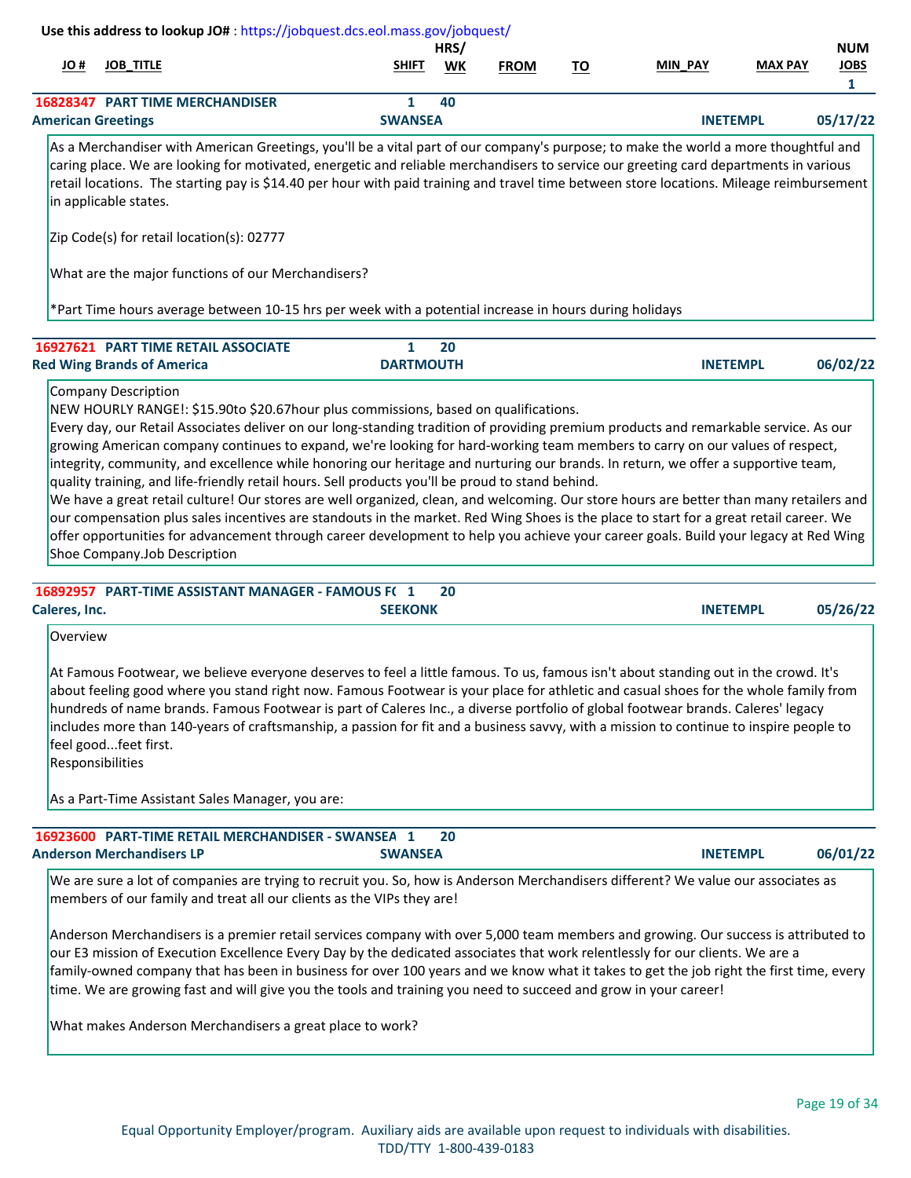**Use this address to lookup JO#** : https://jobquest.dcs.eol.mass.gov/jobquest/

| JO # | JOB_TITLE | SHIFT | HRS/ WK | FROM | TO | MIN_PAY | MAX PAY | NUM JOBS |
|---|---|---|---|---|---|---|---|---|
| | | | | | | | | 1 |
| **16828347** | **PART TIME MERCHANDISER** | 1 | 40 | | | | | |
| **American Greetings** | | **SWANSEA** | | | | **INETEMPL** | | **05/17/22** |

As a Merchandiser with American Greetings, you'll be a vital part of our company's purpose; to make the world a more thoughtful and caring place. We are looking for motivated, energetic and reliable merchandisers to service our greeting card departments in various retail locations. The starting pay is $14.40 per hour with paid training and travel time between store locations. Mileage reimbursement in applicable states.

Zip Code(s) for retail location(s): 02777

What are the major functions of our Merchandisers?

*Part Time hours average between 10-15 hrs per week with a potential increase in hours during holidays

| JO # | JOB_TITLE | SHIFT | HRS/ WK | FROM | TO | MIN_PAY | MAX PAY | NUM JOBS |
|---|---|---|---|---|---|---|---|---|
| **16927621** | **PART TIME RETAIL ASSOCIATE** | 1 | 20 | | | | | |
| **Red Wing Brands of America** | | **DARTMOUTH** | | | | **INETEMPL** | | **06/02/22** |

Company Description
NEW HOURLY RANGE!: $15.90to $20.67hour plus commissions, based on qualifications.
Every day, our Retail Associates deliver on our long-standing tradition of providing premium products and remarkable service. As our growing American company continues to expand, we're looking for hard-working team members to carry on our values of respect, integrity, community, and excellence while honoring our heritage and nurturing our brands. In return, we offer a supportive team, quality training, and life-friendly retail hours. Sell products you'll be proud to stand behind.
We have a great retail culture! Our stores are well organized, clean, and welcoming. Our store hours are better than many retailers and our compensation plus sales incentives are standouts in the market. Red Wing Shoes is the place to start for a great retail career. We offer opportunities for advancement through career development to help you achieve your career goals. Build your legacy at Red Wing Shoe Company.Job Description

| JO # | JOB_TITLE | SHIFT | HRS/ WK | FROM | TO | MIN_PAY | MAX PAY | NUM JOBS |
|---|---|---|---|---|---|---|---|---|
| **16892957** | **PART-TIME ASSISTANT MANAGER - FAMOUS F(** | 1 | 20 | | | | | |
| **Caleres, Inc.** | | **SEEKONK** | | | | **INETEMPL** | | **05/26/22** |

Overview

At Famous Footwear, we believe everyone deserves to feel a little famous. To us, famous isn't about standing out in the crowd. It's about feeling good where you stand right now. Famous Footwear is your place for athletic and casual shoes for the whole family from hundreds of name brands. Famous Footwear is part of Caleres Inc., a diverse portfolio of global footwear brands. Caleres' legacy includes more than 140-years of craftsmanship, a passion for fit and a business savvy, with a mission to continue to inspire people to feel good...feet first.
Responsibilities

As a Part-Time Assistant Sales Manager, you are:

| JO # | JOB_TITLE | SHIFT | HRS/ WK | FROM | TO | MIN_PAY | MAX PAY | NUM JOBS |
|---|---|---|---|---|---|---|---|---|
| **16923600** | **PART-TIME RETAIL MERCHANDISER - SWANSEA** | 1 | 20 | | | | | |
| **Anderson Merchandisers LP** | | **SWANSEA** | | | | **INETEMPL** | | **06/01/22** |

We are sure a lot of companies are trying to recruit you. So, how is Anderson Merchandisers different? We value our associates as members of our family and treat all our clients as the VIPs they are!

Anderson Merchandisers is a premier retail services company with over 5,000 team members and growing. Our success is attributed to our E3 mission of Execution Excellence Every Day by the dedicated associates that work relentlessly for our clients. We are a family-owned company that has been in business for over 100 years and we know what it takes to get the job right the first time, every time. We are growing fast and will give you the tools and training you need to succeed and grow in your career!

What makes Anderson Merchandisers a great place to work?

Equal Opportunity Employer/program. Auxiliary aids are available upon request to individuals with disabilities.
TDD/TTY 1-800-439-0183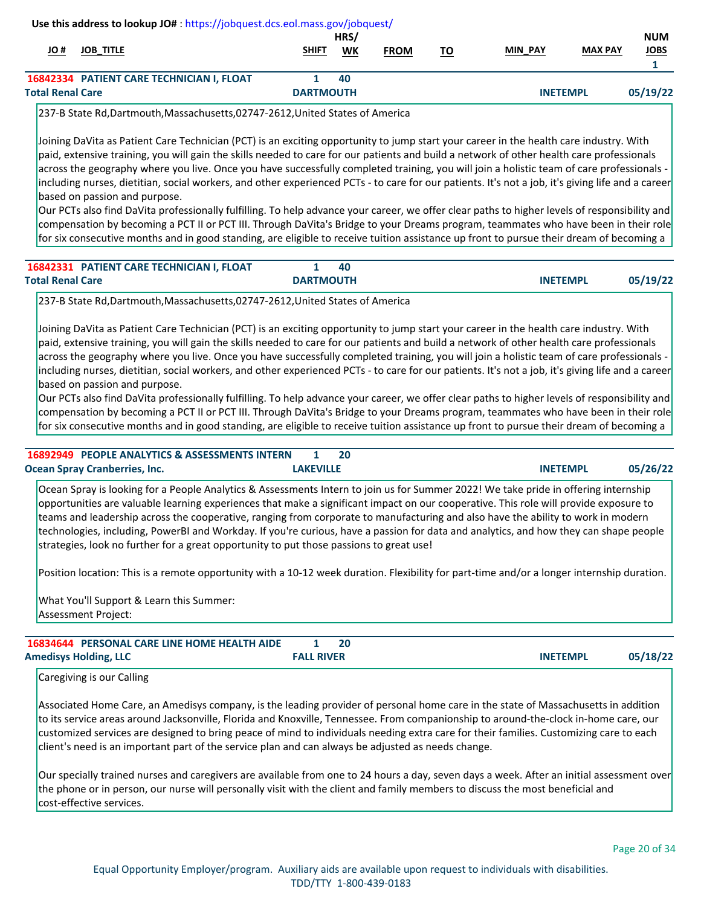Use this address to lookup JO# : https://jobquest.dcs.eol.mass.gov/jobquest/

| JO # | JOB_TITLE | SHIFT | HRS/ WK | FROM | TO | MIN_PAY | MAX PAY | NUM JOBS |
|---|---|---|---|---|---|---|---|---|
| 16842334 | PATIENT CARE TECHNICIAN I, FLOAT | 1 | 40 | | | | | 1 |
| Total Renal Care | | DARTMOUTH | | | | INETEMPL | | 05/19/22 |

237-B State Rd,Dartmouth,Massachusetts,02747-2612,United States of America

Joining DaVita as Patient Care Technician (PCT) is an exciting opportunity to jump start your career in the health care industry. With paid, extensive training, you will gain the skills needed to care for our patients and build a network of other health care professionals across the geography where you live. Once you have successfully completed training, you will join a holistic team of care professionals - including nurses, dietitian, social workers, and other experienced PCTs - to care for our patients. It's not a job, it's giving life and a career based on passion and purpose.
Our PCTs also find DaVita professionally fulfilling. To help advance your career, we offer clear paths to higher levels of responsibility and compensation by becoming a PCT II or PCT III. Through DaVita's Bridge to your Dreams program, teammates who have been in their role for six consecutive months and in good standing, are eligible to receive tuition assistance up front to pursue their dream of becoming a

| JO # | JOB_TITLE | SHIFT | HRS/ WK | FROM | TO | MIN_PAY | MAX PAY | NUM JOBS |
|---|---|---|---|---|---|---|---|---|
| 16842331 | PATIENT CARE TECHNICIAN I, FLOAT | 1 | 40 | | | | | |
| Total Renal Care | | DARTMOUTH | | | | INETEMPL | | 05/19/22 |

237-B State Rd,Dartmouth,Massachusetts,02747-2612,United States of America

Joining DaVita as Patient Care Technician (PCT) is an exciting opportunity to jump start your career in the health care industry. With paid, extensive training, you will gain the skills needed to care for our patients and build a network of other health care professionals across the geography where you live. Once you have successfully completed training, you will join a holistic team of care professionals - including nurses, dietitian, social workers, and other experienced PCTs - to care for our patients. It's not a job, it's giving life and a career based on passion and purpose.
Our PCTs also find DaVita professionally fulfilling. To help advance your career, we offer clear paths to higher levels of responsibility and compensation by becoming a PCT II or PCT III. Through DaVita's Bridge to your Dreams program, teammates who have been in their role for six consecutive months and in good standing, are eligible to receive tuition assistance up front to pursue their dream of becoming a

| JO # | JOB_TITLE | SHIFT | HRS/ WK | FROM | TO | MIN_PAY | MAX PAY | NUM JOBS |
|---|---|---|---|---|---|---|---|---|
| 16892949 | PEOPLE ANALYTICS & ASSESSMENTS INTERN | 1 | 20 | | | | | |
| Ocean Spray Cranberries, Inc. | | LAKEVILLE | | | | INETEMPL | | 05/26/22 |

Ocean Spray is looking for a People Analytics & Assessments Intern to join us for Summer 2022! We take pride in offering internship opportunities are valuable learning experiences that make a significant impact on our cooperative. This role will provide exposure to teams and leadership across the cooperative, ranging from corporate to manufacturing and also have the ability to work in modern technologies, including, PowerBI and Workday. If you're curious, have a passion for data and analytics, and how they can shape people strategies, look no further for a great opportunity to put those passions to great use!

Position location: This is a remote opportunity with a 10-12 week duration. Flexibility for part-time and/or a longer internship duration.

What You'll Support & Learn this Summer:
Assessment Project:

| JO # | JOB_TITLE | SHIFT | HRS/ WK | FROM | TO | MIN_PAY | MAX PAY | NUM JOBS |
|---|---|---|---|---|---|---|---|---|
| 16834644 | PERSONAL CARE LINE HOME HEALTH AIDE | 1 | 20 | | | | | |
| Amedisys Holding, LLC | | FALL RIVER | | | | INETEMPL | | 05/18/22 |

Caregiving is our Calling

Associated Home Care, an Amedisys company, is the leading provider of personal home care in the state of Massachusetts in addition to its service areas around Jacksonville, Florida and Knoxville, Tennessee. From companionship to around-the-clock in-home care, our customized services are designed to bring peace of mind to individuals needing extra care for their families. Customizing care to each client's need is an important part of the service plan and can always be adjusted as needs change.

Our specially trained nurses and caregivers are available from one to 24 hours a day, seven days a week. After an initial assessment over the phone or in person, our nurse will personally visit with the client and family members to discuss the most beneficial and cost-effective services.

Equal Opportunity Employer/program. Auxiliary aids are available upon request to individuals with disabilities.
TDD/TTY 1-800-439-0183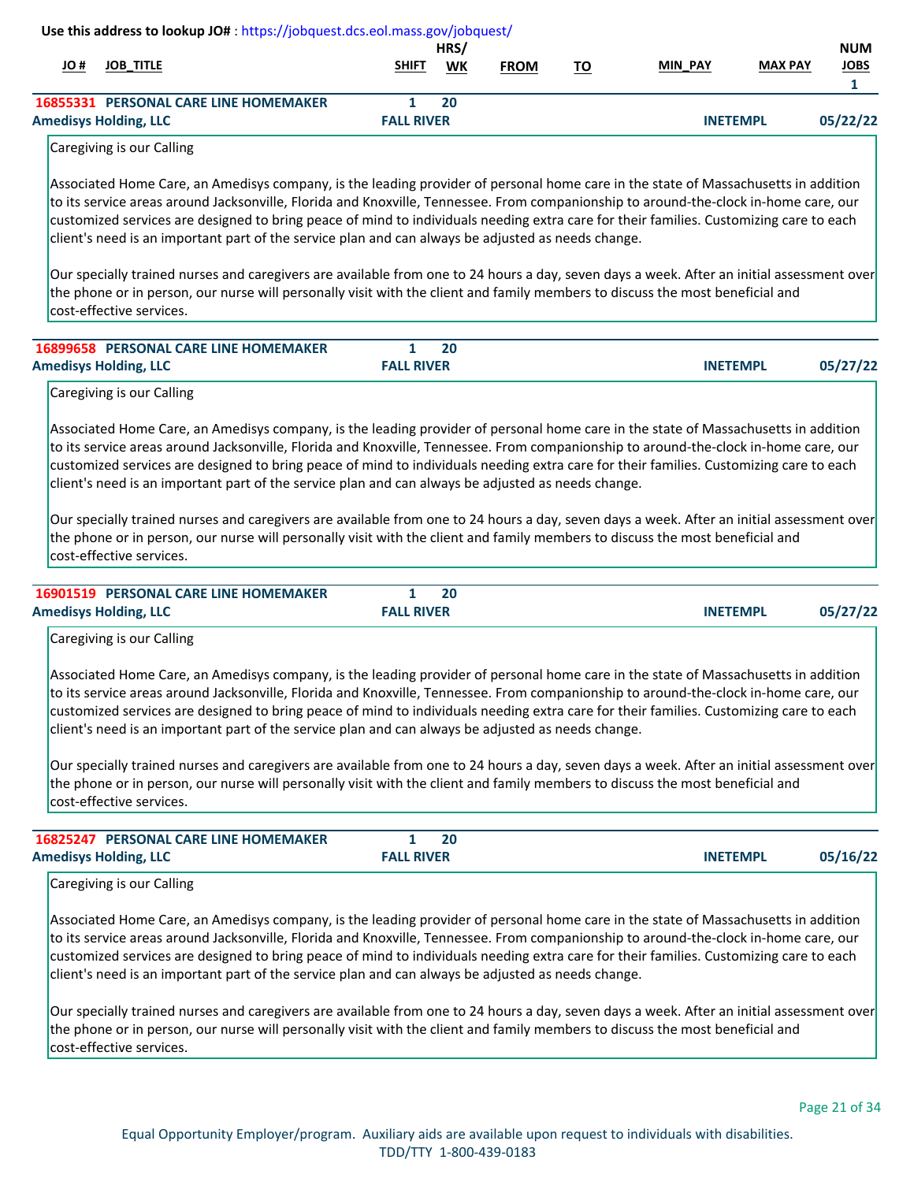Use this address to lookup JO# : https://jobquest.dcs.eol.mass.gov/jobquest/

| JO # | JOB_TITLE | SHIFT | HRS/ WK | FROM | TO | MIN_PAY | MAX PAY | NUM JOBS |
|---|---|---|---|---|---|---|---|---|
| | | | | | | | | 1 |
| 16855331 | PERSONAL CARE LINE HOMEMAKER | 1 | 20 | | | | | |
| Amedisys Holding, LLC | | FALL RIVER | | | | INETEMPL | | 05/22/22 |

Caregiving is our Calling

Associated Home Care, an Amedisys company, is the leading provider of personal home care in the state of Massachusetts in addition to its service areas around Jacksonville, Florida and Knoxville, Tennessee. From companionship to around-the-clock in-home care, our customized services are designed to bring peace of mind to individuals needing extra care for their families. Customizing care to each client's need is an important part of the service plan and can always be adjusted as needs change.

Our specially trained nurses and caregivers are available from one to 24 hours a day, seven days a week. After an initial assessment over the phone or in person, our nurse will personally visit with the client and family members to discuss the most beneficial and cost-effective services.

| JO # | JOB_TITLE | SHIFT | HRS/ WK | FROM | TO | MIN_PAY | MAX PAY | NUM JOBS |
|---|---|---|---|---|---|---|---|---|
| 16899658 | PERSONAL CARE LINE HOMEMAKER | 1 | 20 | | | | | |
| Amedisys Holding, LLC | | FALL RIVER | | | | INETEMPL | | 05/27/22 |

Caregiving is our Calling

Associated Home Care, an Amedisys company, is the leading provider of personal home care in the state of Massachusetts in addition to its service areas around Jacksonville, Florida and Knoxville, Tennessee. From companionship to around-the-clock in-home care, our customized services are designed to bring peace of mind to individuals needing extra care for their families. Customizing care to each client's need is an important part of the service plan and can always be adjusted as needs change.

Our specially trained nurses and caregivers are available from one to 24 hours a day, seven days a week. After an initial assessment over the phone or in person, our nurse will personally visit with the client and family members to discuss the most beneficial and cost-effective services.

| JO # | JOB_TITLE | SHIFT | HRS/ WK | FROM | TO | MIN_PAY | MAX PAY | NUM JOBS |
|---|---|---|---|---|---|---|---|---|
| 16901519 | PERSONAL CARE LINE HOMEMAKER | 1 | 20 | | | | | |
| Amedisys Holding, LLC | | FALL RIVER | | | | INETEMPL | | 05/27/22 |

Caregiving is our Calling

Associated Home Care, an Amedisys company, is the leading provider of personal home care in the state of Massachusetts in addition to its service areas around Jacksonville, Florida and Knoxville, Tennessee. From companionship to around-the-clock in-home care, our customized services are designed to bring peace of mind to individuals needing extra care for their families. Customizing care to each client's need is an important part of the service plan and can always be adjusted as needs change.

Our specially trained nurses and caregivers are available from one to 24 hours a day, seven days a week. After an initial assessment over the phone or in person, our nurse will personally visit with the client and family members to discuss the most beneficial and cost-effective services.

| JO # | JOB_TITLE | SHIFT | HRS/ WK | FROM | TO | MIN_PAY | MAX PAY | NUM JOBS |
|---|---|---|---|---|---|---|---|---|
| 16825247 | PERSONAL CARE LINE HOMEMAKER | 1 | 20 | | | | | |
| Amedisys Holding, LLC | | FALL RIVER | | | | INETEMPL | | 05/16/22 |

Caregiving is our Calling

Associated Home Care, an Amedisys company, is the leading provider of personal home care in the state of Massachusetts in addition to its service areas around Jacksonville, Florida and Knoxville, Tennessee. From companionship to around-the-clock in-home care, our customized services are designed to bring peace of mind to individuals needing extra care for their families. Customizing care to each client's need is an important part of the service plan and can always be adjusted as needs change.

Our specially trained nurses and caregivers are available from one to 24 hours a day, seven days a week. After an initial assessment over the phone or in person, our nurse will personally visit with the client and family members to discuss the most beneficial and cost-effective services.

Equal Opportunity Employer/program. Auxiliary aids are available upon request to individuals with disabilities.
TDD/TTY 1-800-439-0183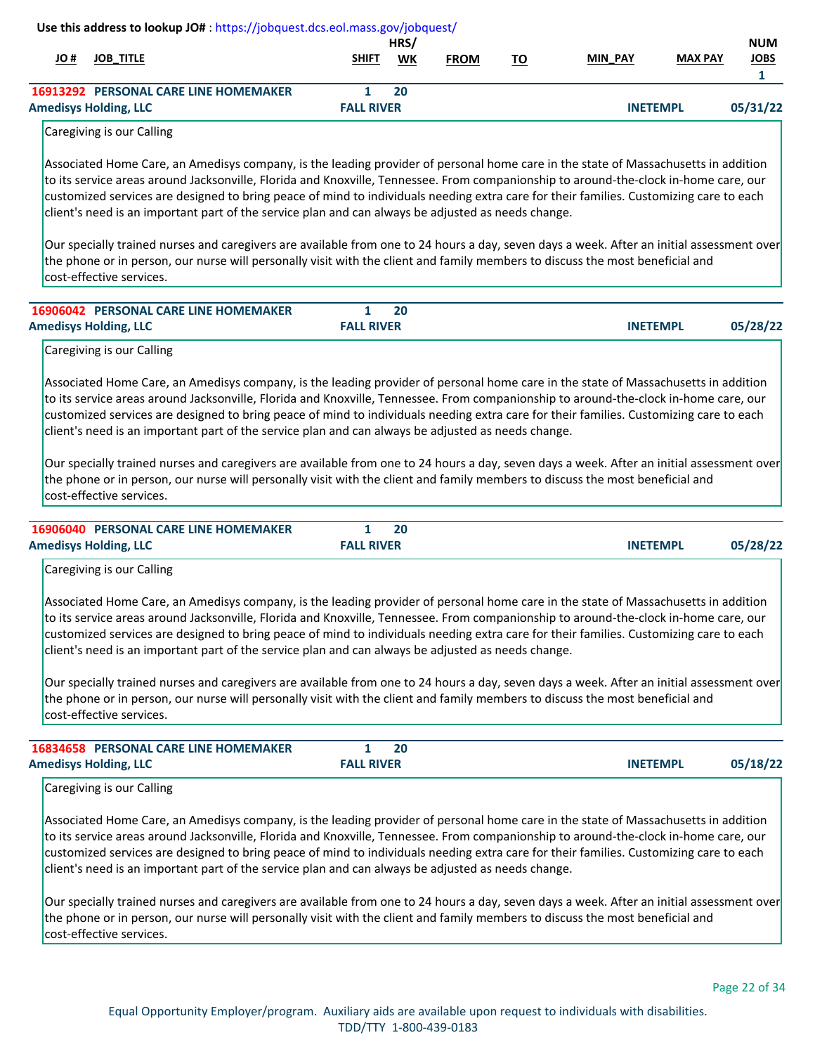**Use this address to lookup JO#** : https://jobquest.dcs.eol.mass.gov/jobquest/

| JO # | JOB_TITLE | SHIFT | HRS/ WK | FROM | TO | MIN_PAY | MAX PAY | NUM JOBS |
|---|---|---|---|---|---|---|---|---|
| | | | | | | | | 1 |

**16913292 PERSONAL CARE LINE HOMEMAKER** | 1 | 20
**Amedisys Holding, LLC** | **FALL RIVER** | **INETEMPL** | **05/31/22**

Caregiving is our Calling

Associated Home Care, an Amedisys company, is the leading provider of personal home care in the state of Massachusetts in addition to its service areas around Jacksonville, Florida and Knoxville, Tennessee. From companionship to around-the-clock in-home care, our customized services are designed to bring peace of mind to individuals needing extra care for their families. Customizing care to each client's need is an important part of the service plan and can always be adjusted as needs change.

Our specially trained nurses and caregivers are available from one to 24 hours a day, seven days a week. After an initial assessment over the phone or in person, our nurse will personally visit with the client and family members to discuss the most beneficial and cost-effective services.

**16906042 PERSONAL CARE LINE HOMEMAKER** | 1 | 20
**Amedisys Holding, LLC** | **FALL RIVER** | **INETEMPL** | **05/28/22**

Caregiving is our Calling

Associated Home Care, an Amedisys company, is the leading provider of personal home care in the state of Massachusetts in addition to its service areas around Jacksonville, Florida and Knoxville, Tennessee. From companionship to around-the-clock in-home care, our customized services are designed to bring peace of mind to individuals needing extra care for their families. Customizing care to each client's need is an important part of the service plan and can always be adjusted as needs change.

Our specially trained nurses and caregivers are available from one to 24 hours a day, seven days a week. After an initial assessment over the phone or in person, our nurse will personally visit with the client and family members to discuss the most beneficial and cost-effective services.

**16906040 PERSONAL CARE LINE HOMEMAKER** | 1 | 20
**Amedisys Holding, LLC** | **FALL RIVER** | **INETEMPL** | **05/28/22**

Caregiving is our Calling

Associated Home Care, an Amedisys company, is the leading provider of personal home care in the state of Massachusetts in addition to its service areas around Jacksonville, Florida and Knoxville, Tennessee. From companionship to around-the-clock in-home care, our customized services are designed to bring peace of mind to individuals needing extra care for their families. Customizing care to each client's need is an important part of the service plan and can always be adjusted as needs change.

Our specially trained nurses and caregivers are available from one to 24 hours a day, seven days a week. After an initial assessment over the phone or in person, our nurse will personally visit with the client and family members to discuss the most beneficial and cost-effective services.

**16834658 PERSONAL CARE LINE HOMEMAKER** | 1 | 20
**Amedisys Holding, LLC** | **FALL RIVER** | **INETEMPL** | **05/18/22**

Caregiving is our Calling

Associated Home Care, an Amedisys company, is the leading provider of personal home care in the state of Massachusetts in addition to its service areas around Jacksonville, Florida and Knoxville, Tennessee. From companionship to around-the-clock in-home care, our customized services are designed to bring peace of mind to individuals needing extra care for their families. Customizing care to each client's need is an important part of the service plan and can always be adjusted as needs change.

Our specially trained nurses and caregivers are available from one to 24 hours a day, seven days a week. After an initial assessment over the phone or in person, our nurse will personally visit with the client and family members to discuss the most beneficial and cost-effective services.

Equal Opportunity Employer/program. Auxiliary aids are available upon request to individuals with disabilities.
TDD/TTY 1-800-439-0183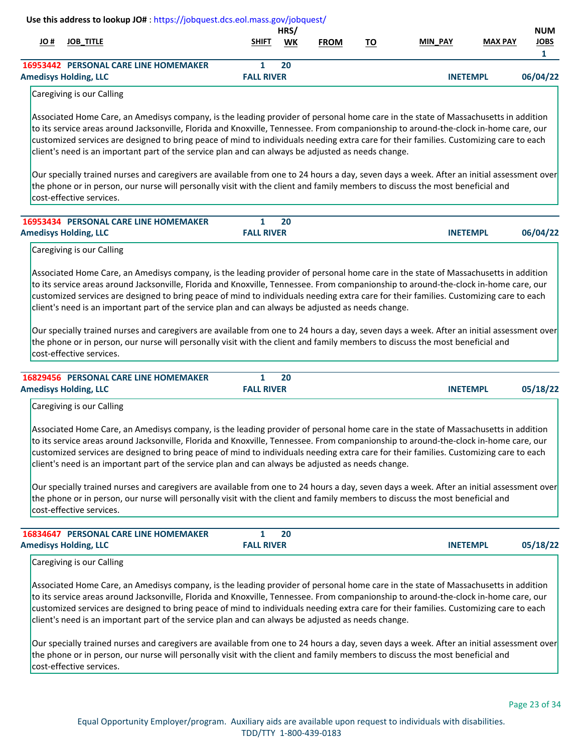**Use this address to lookup JO#** : https://jobquest.dcs.eol.mass.gov/jobquest/

| JO # | JOB_TITLE | SHIFT | HRS/ WK | FROM | TO | MIN_PAY | MAX PAY | NUM JOBS |
|---|---|---|---|---|---|---|---|---|
| | | | | | | | | 1 |
| 16953442 | PERSONAL CARE LINE HOMEMAKER | 1 | 20 | | | | | |
| Amedisys Holding, LLC | | FALL RIVER | | | | INETEMPL | | 06/04/22 |

Caregiving is our Calling

Associated Home Care, an Amedisys company, is the leading provider of personal home care in the state of Massachusetts in addition to its service areas around Jacksonville, Florida and Knoxville, Tennessee. From companionship to around-the-clock in-home care, our customized services are designed to bring peace of mind to individuals needing extra care for their families. Customizing care to each client's need is an important part of the service plan and can always be adjusted as needs change.

Our specially trained nurses and caregivers are available from one to 24 hours a day, seven days a week. After an initial assessment over the phone or in person, our nurse will personally visit with the client and family members to discuss the most beneficial and cost-effective services.

| JO # | JOB_TITLE | SHIFT | HRS/ WK | FROM | TO | MIN_PAY | MAX PAY | NUM JOBS |
|---|---|---|---|---|---|---|---|---|
| 16953434 | PERSONAL CARE LINE HOMEMAKER | 1 | 20 | | | | | |
| Amedisys Holding, LLC | | FALL RIVER | | | | INETEMPL | | 06/04/22 |

Caregiving is our Calling

Associated Home Care, an Amedisys company, is the leading provider of personal home care in the state of Massachusetts in addition to its service areas around Jacksonville, Florida and Knoxville, Tennessee. From companionship to around-the-clock in-home care, our customized services are designed to bring peace of mind to individuals needing extra care for their families. Customizing care to each client's need is an important part of the service plan and can always be adjusted as needs change.

Our specially trained nurses and caregivers are available from one to 24 hours a day, seven days a week. After an initial assessment over the phone or in person, our nurse will personally visit with the client and family members to discuss the most beneficial and cost-effective services.

| JO # | JOB_TITLE | SHIFT | HRS/ WK | FROM | TO | MIN_PAY | MAX PAY | NUM JOBS |
|---|---|---|---|---|---|---|---|---|
| 16829456 | PERSONAL CARE LINE HOMEMAKER | 1 | 20 | | | | | |
| Amedisys Holding, LLC | | FALL RIVER | | | | INETEMPL | | 05/18/22 |

Caregiving is our Calling

Associated Home Care, an Amedisys company, is the leading provider of personal home care in the state of Massachusetts in addition to its service areas around Jacksonville, Florida and Knoxville, Tennessee. From companionship to around-the-clock in-home care, our customized services are designed to bring peace of mind to individuals needing extra care for their families. Customizing care to each client's need is an important part of the service plan and can always be adjusted as needs change.

Our specially trained nurses and caregivers are available from one to 24 hours a day, seven days a week. After an initial assessment over the phone or in person, our nurse will personally visit with the client and family members to discuss the most beneficial and cost-effective services.

| JO # | JOB_TITLE | SHIFT | HRS/ WK | FROM | TO | MIN_PAY | MAX PAY | NUM JOBS |
|---|---|---|---|---|---|---|---|---|
| 16834647 | PERSONAL CARE LINE HOMEMAKER | 1 | 20 | | | | | |
| Amedisys Holding, LLC | | FALL RIVER | | | | INETEMPL | | 05/18/22 |

Caregiving is our Calling

Associated Home Care, an Amedisys company, is the leading provider of personal home care in the state of Massachusetts in addition to its service areas around Jacksonville, Florida and Knoxville, Tennessee. From companionship to around-the-clock in-home care, our customized services are designed to bring peace of mind to individuals needing extra care for their families. Customizing care to each client's need is an important part of the service plan and can always be adjusted as needs change.

Our specially trained nurses and caregivers are available from one to 24 hours a day, seven days a week. After an initial assessment over the phone or in person, our nurse will personally visit with the client and family members to discuss the most beneficial and cost-effective services.

Equal Opportunity Employer/program. Auxiliary aids are available upon request to individuals with disabilities.
TDD/TTY 1-800-439-0183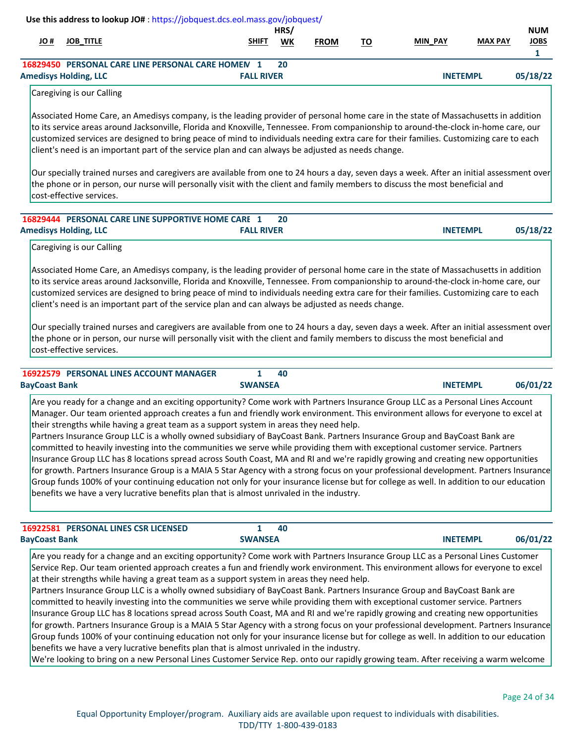Use this address to lookup JO# : https://jobquest.dcs.eol.mass.gov/jobquest/

| JO # | JOB_TITLE | SHIFT | HRS/ WK | FROM | TO | MIN_PAY | MAX PAY | NUM JOBS |
|---|---|---|---|---|---|---|---|---|
| | | | | | | | | 1 |
| 16829450 | PERSONAL CARE LINE PERSONAL CARE HOMEM | 1 | 20 | | | | | |
| Amedisys Holding, LLC | | FALL RIVER | | | | INETEMPL | | 05/18/22 |

Caregiving is our Calling

Associated Home Care, an Amedisys company, is the leading provider of personal home care in the state of Massachusetts in addition to its service areas around Jacksonville, Florida and Knoxville, Tennessee. From companionship to around-the-clock in-home care, our customized services are designed to bring peace of mind to individuals needing extra care for their families. Customizing care to each client's need is an important part of the service plan and can always be adjusted as needs change.

Our specially trained nurses and caregivers are available from one to 24 hours a day, seven days a week. After an initial assessment over the phone or in person, our nurse will personally visit with the client and family members to discuss the most beneficial and cost-effective services.

| JO # | JOB_TITLE | SHIFT | HRS/ WK | FROM | TO | MIN_PAY | MAX PAY | NUM JOBS |
|---|---|---|---|---|---|---|---|---|
| 16829444 | PERSONAL CARE LINE SUPPORTIVE HOME CARE | 1 | 20 | | | | | |
| Amedisys Holding, LLC | | FALL RIVER | | | | INETEMPL | | 05/18/22 |

Caregiving is our Calling

Associated Home Care, an Amedisys company, is the leading provider of personal home care in the state of Massachusetts in addition to its service areas around Jacksonville, Florida and Knoxville, Tennessee. From companionship to around-the-clock in-home care, our customized services are designed to bring peace of mind to individuals needing extra care for their families. Customizing care to each client's need is an important part of the service plan and can always be adjusted as needs change.

Our specially trained nurses and caregivers are available from one to 24 hours a day, seven days a week. After an initial assessment over the phone or in person, our nurse will personally visit with the client and family members to discuss the most beneficial and cost-effective services.

| JO # | JOB_TITLE | SHIFT | HRS/ WK | FROM | TO | MIN_PAY | MAX PAY | NUM JOBS |
|---|---|---|---|---|---|---|---|---|
| 16922579 | PERSONAL LINES ACCOUNT MANAGER | 1 | 40 | | | | | |
| BayCoast Bank | | SWANSEA | | | | INETEMPL | | 06/01/22 |

Are you ready for a change and an exciting opportunity? Come work with Partners Insurance Group LLC as a Personal Lines Account Manager. Our team oriented approach creates a fun and friendly work environment. This environment allows for everyone to excel at their strengths while having a great team as a support system in areas they need help.
Partners Insurance Group LLC is a wholly owned subsidiary of BayCoast Bank. Partners Insurance Group and BayCoast Bank are committed to heavily investing into the communities we serve while providing them with exceptional customer service. Partners Insurance Group LLC has 8 locations spread across South Coast, MA and RI and we're rapidly growing and creating new opportunities for growth. Partners Insurance Group is a MAIA 5 Star Agency with a strong focus on your professional development. Partners Insurance Group funds 100% of your continuing education not only for your insurance license but for college as well. In addition to our education benefits we have a very lucrative benefits plan that is almost unrivaled in the industry.

| JO # | JOB_TITLE | SHIFT | HRS/ WK | FROM | TO | MIN_PAY | MAX PAY | NUM JOBS |
|---|---|---|---|---|---|---|---|---|
| 16922581 | PERSONAL LINES CSR LICENSED | 1 | 40 | | | | | |
| BayCoast Bank | | SWANSEA | | | | INETEMPL | | 06/01/22 |

Are you ready for a change and an exciting opportunity? Come work with Partners Insurance Group LLC as a Personal Lines Customer Service Rep. Our team oriented approach creates a fun and friendly work environment. This environment allows for everyone to excel at their strengths while having a great team as a support system in areas they need help.
Partners Insurance Group LLC is a wholly owned subsidiary of BayCoast Bank. Partners Insurance Group and BayCoast Bank are committed to heavily investing into the communities we serve while providing them with exceptional customer service. Partners Insurance Group LLC has 8 locations spread across South Coast, MA and RI and we're rapidly growing and creating new opportunities for growth. Partners Insurance Group is a MAIA 5 Star Agency with a strong focus on your professional development. Partners Insurance Group funds 100% of your continuing education not only for your insurance license but for college as well. In addition to our education benefits we have a very lucrative benefits plan that is almost unrivaled in the industry.
We're looking to bring on a new Personal Lines Customer Service Rep. onto our rapidly growing team. After receiving a warm welcome

Equal Opportunity Employer/program. Auxiliary aids are available upon request to individuals with disabilities.
TDD/TTY 1-800-439-0183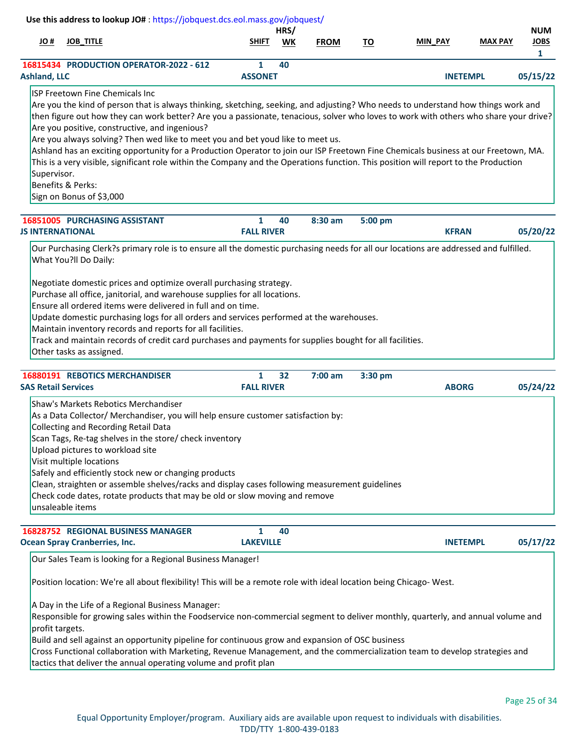**Use this address to lookup JO#** : https://jobquest.dcs.eol.mass.gov/jobquest/

| JO # | JOB_TITLE | SHIFT | HRS/ WK | FROM | TO | MIN_PAY | MAX PAY | NUM JOBS |
|---|---|---|---|---|---|---|---|---|
| | | | | | | | | 1 |
| 16815434 | PRODUCTION OPERATOR-2022 - 612 | 1 | 40 | | | | | |
| Ashland, LLC | | ASSONET | | | | INETEMPL | | 05/15/22 |

ISP Freetown Fine Chemicals Inc
Are you the kind of person that is always thinking, sketching, seeking, and adjusting? Who needs to understand how things work and then figure out how they can work better? Are you a passionate, tenacious, solver who loves to work with others who share your drive? Are you positive, constructive, and ingenious?
Are you always solving? Then wed like to meet you and bet youd like to meet us.
Ashland has an exciting opportunity for a Production Operator to join our ISP Freetown Fine Chemicals business at our Freetown, MA. This is a very visible, significant role within the Company and the Operations function. This position will report to the Production Supervisor.
Benefits & Perks:
Sign on Bonus of $3,000

| JO # | JOB_TITLE | SHIFT | HRS/ WK | FROM | TO | MIN_PAY | MAX PAY | NUM JOBS |
|---|---|---|---|---|---|---|---|---|
| 16851005 | PURCHASING ASSISTANT | 1 | 40 | 8:30 am | 5:00 pm | | | |
| JS INTERNATIONAL | | FALL RIVER | | | | KFRAN | | 05/20/22 |

Our Purchasing Clerk?s primary role is to ensure all the domestic purchasing needs for all our locations are addressed and fulfilled.
What You?ll Do Daily:

Negotiate domestic prices and optimize overall purchasing strategy.
Purchase all office, janitorial, and warehouse supplies for all locations.
Ensure all ordered items were delivered in full and on time.
Update domestic purchasing logs for all orders and services performed at the warehouses.
Maintain inventory records and reports for all facilities.
Track and maintain records of credit card purchases and payments for supplies bought for all facilities.
Other tasks as assigned.

| JO # | JOB_TITLE | SHIFT | HRS/ WK | FROM | TO | MIN_PAY | MAX PAY | NUM JOBS |
|---|---|---|---|---|---|---|---|---|
| 16880191 | REBOTICS MERCHANDISER | 1 | 32 | 7:00 am | 3:30 pm | | | |
| SAS Retail Services | | FALL RIVER | | | | ABORG | | 05/24/22 |

Shaw's Markets Rebotics Merchandiser
As a Data Collector/ Merchandiser, you will help ensure customer satisfaction by:
Collecting and Recording Retail Data
Scan Tags, Re-tag shelves in the store/ check inventory
Upload pictures to workload site
Visit multiple locations
Safely and efficiently stock new or changing products
Clean, straighten or assemble shelves/racks and display cases following measurement guidelines
Check code dates, rotate products that may be old or slow moving and remove
unsaleable items

| JO # | JOB_TITLE | SHIFT | HRS/ WK | FROM | TO | MIN_PAY | MAX PAY | NUM JOBS |
|---|---|---|---|---|---|---|---|---|
| 16828752 | REGIONAL BUSINESS MANAGER | 1 | 40 | | | | | |
| Ocean Spray Cranberries, Inc. | | LAKEVILLE | | | | INETEMPL | | 05/17/22 |

Our Sales Team is looking for a Regional Business Manager!

Position location: We're all about flexibility! This will be a remote role with ideal location being Chicago- West.

A Day in the Life of a Regional Business Manager:
Responsible for growing sales within the Foodservice non-commercial segment to deliver monthly, quarterly, and annual volume and profit targets.
Build and sell against an opportunity pipeline for continuous grow and expansion of OSC business
Cross Functional collaboration with Marketing, Revenue Management, and the commercialization team to develop strategies and tactics that deliver the annual operating volume and profit plan

Equal Opportunity Employer/program. Auxiliary aids are available upon request to individuals with disabilities.
TDD/TTY 1-800-439-0183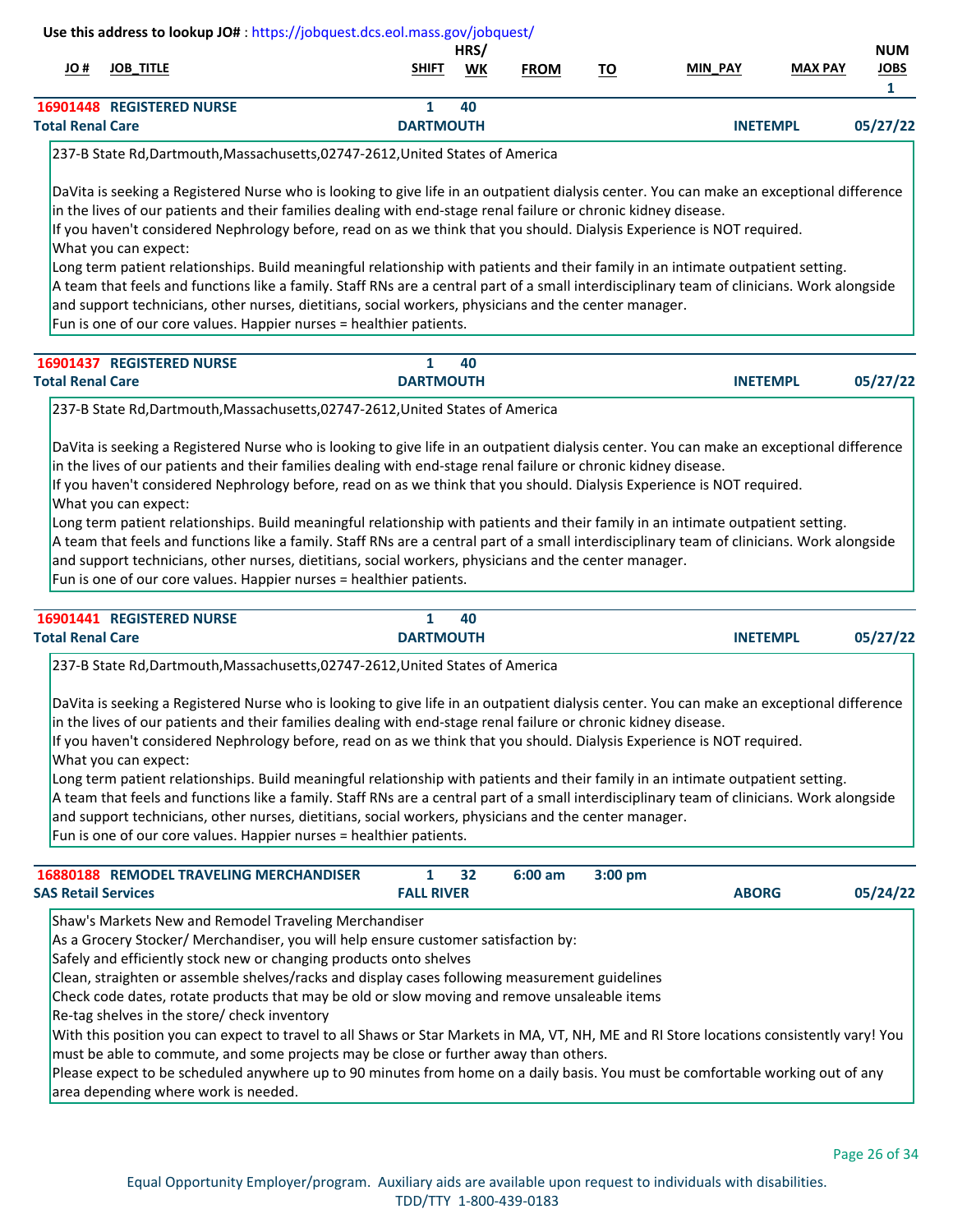**Use this address to lookup JO#** : https://jobquest.dcs.eol.mass.gov/jobquest/

| JO # | JOB_TITLE | SHIFT | HRS/ WK | FROM | TO | MIN_PAY | MAX PAY | NUM JOBS |
|---|---|---|---|---|---|---|---|---|
| | | | | | | | | 1 |

**16901448 REGISTERED NURSE** | 1 | 40

**Total Renal Care** | **DARTMOUTH** | **INETEMPL** | **05/27/22**

237-B State Rd,Dartmouth,Massachusetts,02747-2612,United States of America

DaVita is seeking a Registered Nurse who is looking to give life in an outpatient dialysis center. You can make an exceptional difference in the lives of our patients and their families dealing with end-stage renal failure or chronic kidney disease.
If you haven't considered Nephrology before, read on as we think that you should. Dialysis Experience is NOT required.
What you can expect:
Long term patient relationships. Build meaningful relationship with patients and their family in an intimate outpatient setting.
A team that feels and functions like a family. Staff RNs are a central part of a small interdisciplinary team of clinicians. Work alongside and support technicians, other nurses, dietitians, social workers, physicians and the center manager.
Fun is one of our core values. Happier nurses = healthier patients.

**16901437 REGISTERED NURSE** | 1 | 40

**Total Renal Care** | **DARTMOUTH** | **INETEMPL** | **05/27/22**

237-B State Rd,Dartmouth,Massachusetts,02747-2612,United States of America

DaVita is seeking a Registered Nurse who is looking to give life in an outpatient dialysis center. You can make an exceptional difference in the lives of our patients and their families dealing with end-stage renal failure or chronic kidney disease.
If you haven't considered Nephrology before, read on as we think that you should. Dialysis Experience is NOT required.
What you can expect:
Long term patient relationships. Build meaningful relationship with patients and their family in an intimate outpatient setting.
A team that feels and functions like a family. Staff RNs are a central part of a small interdisciplinary team of clinicians. Work alongside and support technicians, other nurses, dietitians, social workers, physicians and the center manager.
Fun is one of our core values. Happier nurses = healthier patients.

**16901441 REGISTERED NURSE** | 1 | 40

**Total Renal Care** | **DARTMOUTH** | **INETEMPL** | **05/27/22**

237-B State Rd,Dartmouth,Massachusetts,02747-2612,United States of America

DaVita is seeking a Registered Nurse who is looking to give life in an outpatient dialysis center. You can make an exceptional difference in the lives of our patients and their families dealing with end-stage renal failure or chronic kidney disease.
If you haven't considered Nephrology before, read on as we think that you should. Dialysis Experience is NOT required.
What you can expect:
Long term patient relationships. Build meaningful relationship with patients and their family in an intimate outpatient setting.
A team that feels and functions like a family. Staff RNs are a central part of a small interdisciplinary team of clinicians. Work alongside and support technicians, other nurses, dietitians, social workers, physicians and the center manager.
Fun is one of our core values. Happier nurses = healthier patients.

**16880188 REMODEL TRAVELING MERCHANDISER** | 1 | 32 | 6:00 am | 3:00 pm

**SAS Retail Services** | **FALL RIVER** | **ABORG** | **05/24/22**

Shaw's Markets New and Remodel Traveling Merchandiser
As a Grocery Stocker/ Merchandiser, you will help ensure customer satisfaction by:
Safely and efficiently stock new or changing products onto shelves
Clean, straighten or assemble shelves/racks and display cases following measurement guidelines
Check code dates, rotate products that may be old or slow moving and remove unsaleable items
Re-tag shelves in the store/ check inventory
With this position you can expect to travel to all Shaws or Star Markets in MA, VT, NH, ME and RI Store locations consistently vary! You must be able to commute, and some projects may be close or further away than others.
Please expect to be scheduled anywhere up to 90 minutes from home on a daily basis. You must be comfortable working out of any area depending where work is needed.

Equal Opportunity Employer/program. Auxiliary aids are available upon request to individuals with disabilities.
TDD/TTY 1-800-439-0183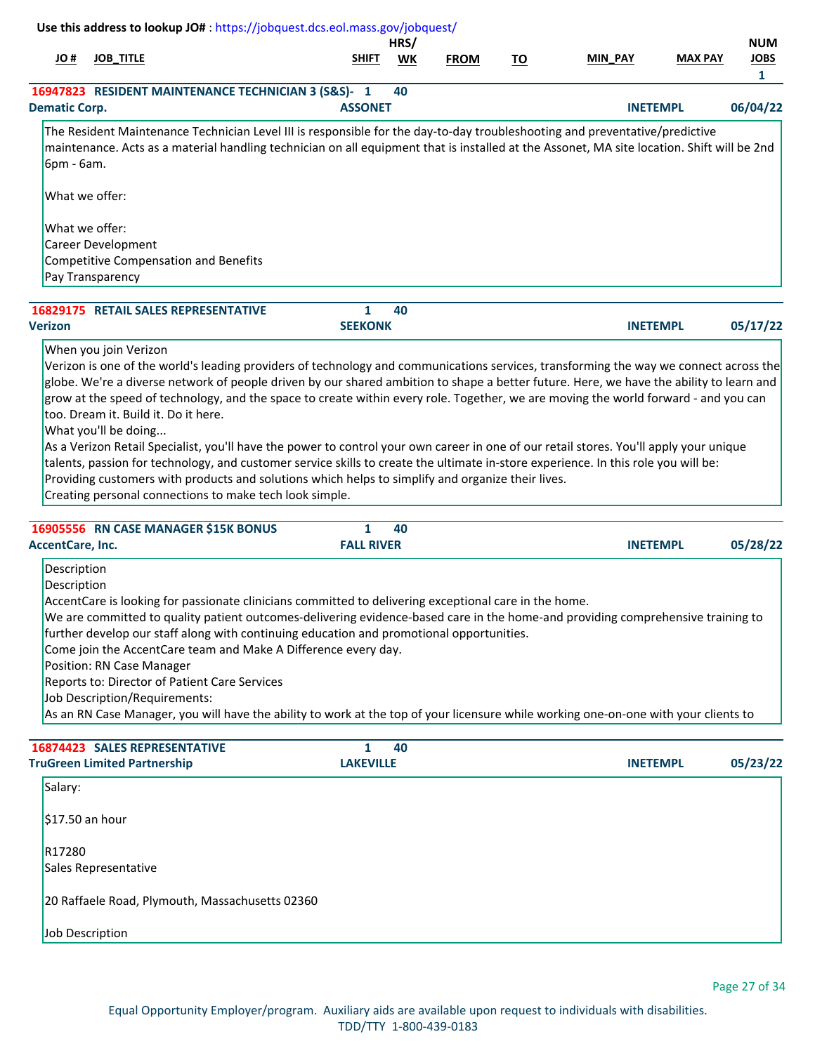Use this address to lookup JO# : https://jobquest.dcs.eol.mass.gov/jobquest/

| JO # | JOB_TITLE | SHIFT | HRS/WK | FROM | TO | MIN_PAY | MAX PAY | NUM JOBS |
|---|---|---|---|---|---|---|---|---|
| | | | | | | | | 1 |

**16947823 RESIDENT MAINTENANCE TECHNICIAN 3 (S&S)-** 1 40
**Dematic Corp.** **ASSONET** **INETEMPL** **06/04/22**

The Resident Maintenance Technician Level III is responsible for the day-to-day troubleshooting and preventative/predictive maintenance. Acts as a material handling technician on all equipment that is installed at the Assonet, MA site location. Shift will be 2nd 6pm - 6am.

What we offer:

What we offer:
Career Development
Competitive Compensation and Benefits
Pay Transparency

**16829175 RETAIL SALES REPRESENTATIVE** 1 40
**Verizon** **SEEKONK** **INETEMPL** **05/17/22**

When you join Verizon
Verizon is one of the world's leading providers of technology and communications services, transforming the way we connect across the globe. We're a diverse network of people driven by our shared ambition to shape a better future. Here, we have the ability to learn and grow at the speed of technology, and the space to create within every role. Together, we are moving the world forward - and you can too. Dream it. Build it. Do it here.
What you'll be doing...
As a Verizon Retail Specialist, you'll have the power to control your own career in one of our retail stores. You'll apply your unique talents, passion for technology, and customer service skills to create the ultimate in-store experience. In this role you will be:
Providing customers with products and solutions which helps to simplify and organize their lives.
Creating personal connections to make tech look simple.

**16905556 RN CASE MANAGER $15K BONUS** 1 40
**AccentCare, Inc.** **FALL RIVER** **INETEMPL** **05/28/22**

Description
Description
AccentCare is looking for passionate clinicians committed to delivering exceptional care in the home.
We are committed to quality patient outcomes-delivering evidence-based care in the home-and providing comprehensive training to further develop our staff along with continuing education and promotional opportunities.
Come join the AccentCare team and Make A Difference every day.
Position: RN Case Manager
Reports to: Director of Patient Care Services
Job Description/Requirements:
As an RN Case Manager, you will have the ability to work at the top of your licensure while working one-on-one with your clients to

**16874423 SALES REPRESENTATIVE** 1 40
**TruGreen Limited Partnership** **LAKEVILLE** **INETEMPL** **05/23/22**

Salary:

$17.50 an hour

R17280
Sales Representative

20 Raffaele Road, Plymouth, Massachusetts 02360

Job Description

Equal Opportunity Employer/program. Auxiliary aids are available upon request to individuals with disabilities.
TDD/TTY 1-800-439-0183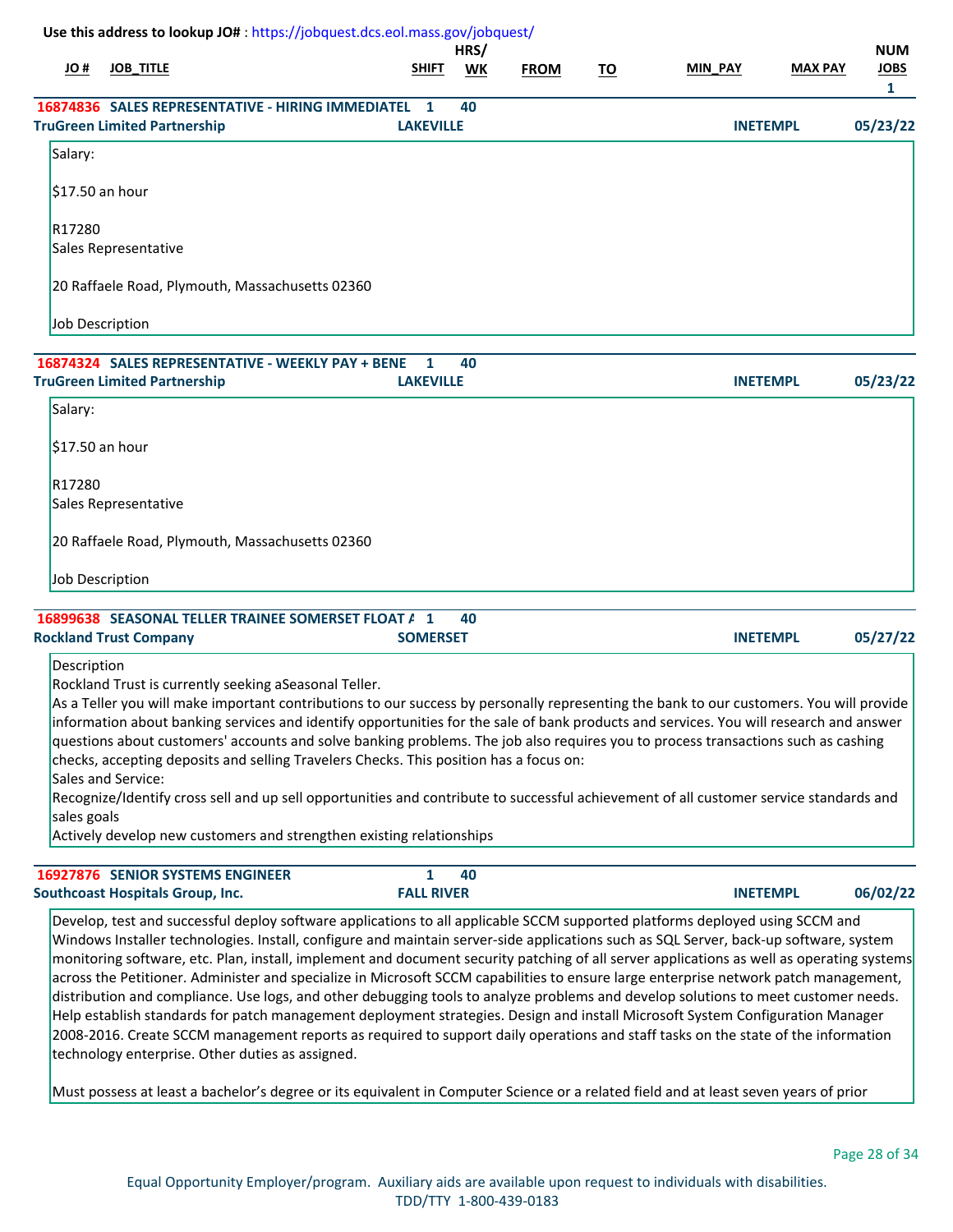Use this address to lookup JO# : https://jobquest.dcs.eol.mass.gov/jobquest/

| JO # | JOB_TITLE | SHIFT | HRS/ WK | FROM | TO | MIN_PAY | MAX PAY | NUM JOBS |
|---|---|---|---|---|---|---|---|---|
| | | | | | | | | 1 |

**16874836 SALES REPRESENTATIVE - HIRING IMMEDIATEL** 1 40
**TruGreen Limited Partnership** LAKEVILLE INETEMPL 05/23/22

Salary:

$17.50 an hour

R17280
Sales Representative

20 Raffaele Road, Plymouth, Massachusetts 02360

Job Description

**16874324 SALES REPRESENTATIVE - WEEKLY PAY + BENE** 1 40
**TruGreen Limited Partnership** LAKEVILLE INETEMPL 05/23/22

Salary:

$17.50 an hour

R17280
Sales Representative

20 Raffaele Road, Plymouth, Massachusetts 02360

Job Description

**16899638 SEASONAL TELLER TRAINEE SOMERSET FLOAT A** 1 40
**Rockland Trust Company** SOMERSET INETEMPL 05/27/22

Description
Rockland Trust is currently seeking aSeasonal Teller.
As a Teller you will make important contributions to our success by personally representing the bank to our customers. You will provide information about banking services and identify opportunities for the sale of bank products and services. You will research and answer questions about customers' accounts and solve banking problems. The job also requires you to process transactions such as cashing checks, accepting deposits and selling Travelers Checks. This position has a focus on:
Sales and Service:
Recognize/Identify cross sell and up sell opportunities and contribute to successful achievement of all customer service standards and sales goals
Actively develop new customers and strengthen existing relationships

**16927876 SENIOR SYSTEMS ENGINEER** 1 40
**Southcoast Hospitals Group, Inc.** FALL RIVER INETEMPL 06/02/22

Develop, test and successful deploy software applications to all applicable SCCM supported platforms deployed using SCCM and Windows Installer technologies. Install, configure and maintain server-side applications such as SQL Server, back-up software, system monitoring software, etc. Plan, install, implement and document security patching of all server applications as well as operating systems across the Petitioner. Administer and specialize in Microsoft SCCM capabilities to ensure large enterprise network patch management, distribution and compliance. Use logs, and other debugging tools to analyze problems and develop solutions to meet customer needs. Help establish standards for patch management deployment strategies. Design and install Microsoft System Configuration Manager 2008-2016. Create SCCM management reports as required to support daily operations and staff tasks on the state of the information technology enterprise. Other duties as assigned.

Must possess at least a bachelor’s degree or its equivalent in Computer Science or a related field and at least seven years of prior

Equal Opportunity Employer/program. Auxiliary aids are available upon request to individuals with disabilities.
TDD/TTY 1-800-439-0183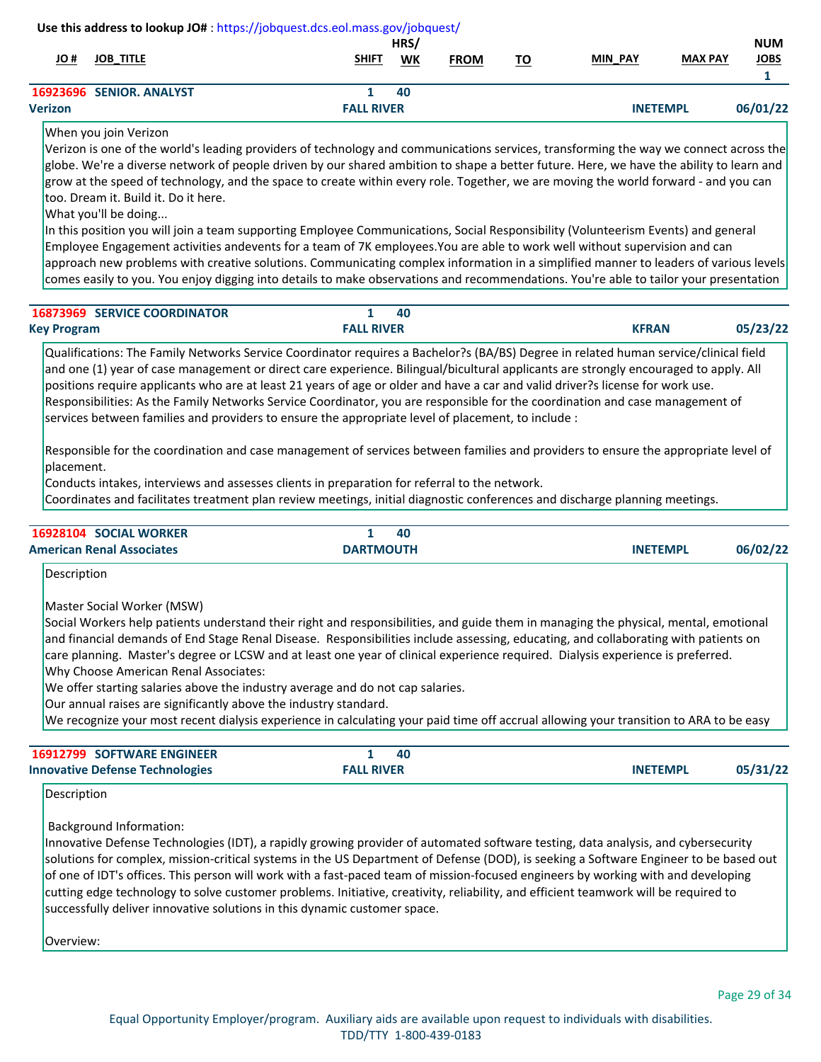Use this address to lookup JO# : https://jobquest.dcs.eol.mass.gov/jobquest/

| JO # | JOB_TITLE | SHIFT | HRS/WK | FROM | TO | MIN_PAY | MAX PAY | NUM JOBS |
|---|---|---|---|---|---|---|---|---|
| | | | | | | | | 1 |

**16923696 SENIOR. ANALYST** | 1 | 40

**Verizon** | **FALL RIVER** | **INETEMPL** | **06/01/22**

When you join Verizon
Verizon is one of the world's leading providers of technology and communications services, transforming the way we connect across the globe. We're a diverse network of people driven by our shared ambition to shape a better future. Here, we have the ability to learn and grow at the speed of technology, and the space to create within every role. Together, we are moving the world forward - and you can too. Dream it. Build it. Do it here.
What you'll be doing...
In this position you will join a team supporting Employee Communications, Social Responsibility (Volunteerism Events) and general Employee Engagement activities andevents for a team of 7K employees.You are able to work well without supervision and can approach new problems with creative solutions. Communicating complex information in a simplified manner to leaders of various levels comes easily to you. You enjoy digging into details to make observations and recommendations. You're able to tailor your presentation

---

**16873969 SERVICE COORDINATOR** | 1 | 40

**Key Program** | **FALL RIVER** | **KFRAN** | **05/23/22**

Qualifications: The Family Networks Service Coordinator requires a Bachelor?s (BA/BS) Degree in related human service/clinical field and one (1) year of case management or direct care experience. Bilingual/bicultural applicants are strongly encouraged to apply. All positions require applicants who are at least 21 years of age or older and have a car and valid driver?s license for work use.
Responsibilities: As the Family Networks Service Coordinator, you are responsible for the coordination and case management of services between families and providers to ensure the appropriate level of placement, to include :

Responsible for the coordination and case management of services between families and providers to ensure the appropriate level of placement.
Conducts intakes, interviews and assesses clients in preparation for referral to the network.
Coordinates and facilitates treatment plan review meetings, initial diagnostic conferences and discharge planning meetings.

---

**16928104 SOCIAL WORKER** | 1 | 40

**American Renal Associates** | **DARTMOUTH** | **INETEMPL** | **06/02/22**

Description

Master Social Worker (MSW)
Social Workers help patients understand their right and responsibilities, and guide them in managing the physical, mental, emotional and financial demands of End Stage Renal Disease. Responsibilities include assessing, educating, and collaborating with patients on care planning. Master's degree or LCSW and at least one year of clinical experience required. Dialysis experience is preferred.
Why Choose American Renal Associates:
We offer starting salaries above the industry average and do not cap salaries.
Our annual raises are significantly above the industry standard.
We recognize your most recent dialysis experience in calculating your paid time off accrual allowing your transition to ARA to be easy

---

**16912799 SOFTWARE ENGINEER** | 1 | 40

**Innovative Defense Technologies** | **FALL RIVER** | **INETEMPL** | **05/31/22**

Description

Background Information:
Innovative Defense Technologies (IDT), a rapidly growing provider of automated software testing, data analysis, and cybersecurity solutions for complex, mission-critical systems in the US Department of Defense (DOD), is seeking a Software Engineer to be based out of one of IDT's offices. This person will work with a fast-paced team of mission-focused engineers by working with and developing cutting edge technology to solve customer problems. Initiative, creativity, reliability, and efficient teamwork will be required to successfully deliver innovative solutions in this dynamic customer space.

Overview:

Equal Opportunity Employer/program. Auxiliary aids are available upon request to individuals with disabilities.
TDD/TTY 1-800-439-0183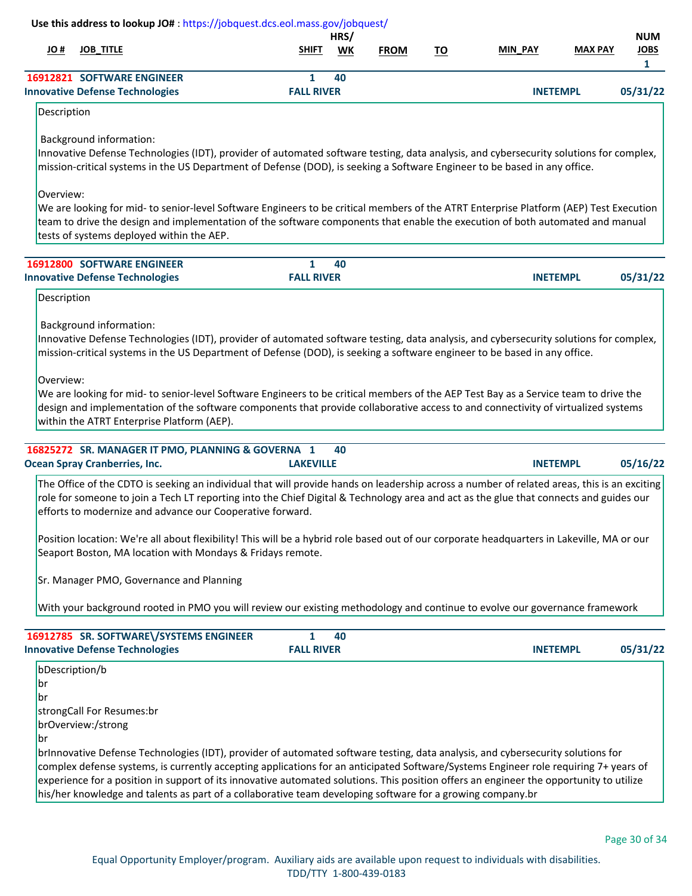Use this address to lookup JO# : https://jobquest.dcs.eol.mass.gov/jobquest/

| JO # | JOB_TITLE | SHIFT | HRS/WK | FROM | TO | MIN_PAY | MAX PAY | NUM JOBS |
|---|---|---|---|---|---|---|---|---|
| 16912821 | SOFTWARE ENGINEER | 1 | 40 | | | | | 1 |
| Innovative Defense Technologies | | FALL RIVER | | | | INETEMPL | | 05/31/22 |

Description

Background information:
Innovative Defense Technologies (IDT), provider of automated software testing, data analysis, and cybersecurity solutions for complex, mission-critical systems in the US Department of Defense (DOD), is seeking a Software Engineer to be based in any office.

Overview:
We are looking for mid- to senior-level Software Engineers to be critical members of the ATRT Enterprise Platform (AEP) Test Execution team to drive the design and implementation of the software components that enable the execution of both automated and manual tests of systems deployed within the AEP.

| JO # | JOB_TITLE | SHIFT | HRS/WK | FROM | TO | MIN_PAY | MAX PAY | NUM JOBS |
|---|---|---|---|---|---|---|---|---|
| 16912800 | SOFTWARE ENGINEER | 1 | 40 | | | | | |
| Innovative Defense Technologies | | FALL RIVER | | | | INETEMPL | | 05/31/22 |

Description

Background information:
Innovative Defense Technologies (IDT), provider of automated software testing, data analysis, and cybersecurity solutions for complex, mission-critical systems in the US Department of Defense (DOD), is seeking a software engineer to be based in any office.

Overview:
We are looking for mid- to senior-level Software Engineers to be critical members of the AEP Test Bay as a Service team to drive the design and implementation of the software components that provide collaborative access to and connectivity of virtualized systems within the ATRT Enterprise Platform (AEP).

| JO # | JOB_TITLE | SHIFT | HRS/WK | FROM | TO | MIN_PAY | MAX PAY | NUM JOBS |
|---|---|---|---|---|---|---|---|---|
| 16825272 | SR. MANAGER IT PMO, PLANNING & GOVERNA | 1 | 40 | | | | | |
| Ocean Spray Cranberries, Inc. | | LAKEVILLE | | | | INETEMPL | | 05/16/22 |

The Office of the CDTO is seeking an individual that will provide hands on leadership across a number of related areas, this is an exciting role for someone to join a Tech LT reporting into the Chief Digital & Technology area and act as the glue that connects and guides our efforts to modernize and advance our Cooperative forward.

Position location: We're all about flexibility! This will be a hybrid role based out of our corporate headquarters in Lakeville, MA or our Seaport Boston, MA location with Mondays & Fridays remote.

Sr. Manager PMO, Governance and Planning

With your background rooted in PMO you will review our existing methodology and continue to evolve our governance framework

| JO # | JOB_TITLE | SHIFT | HRS/WK | FROM | TO | MIN_PAY | MAX PAY | NUM JOBS |
|---|---|---|---|---|---|---|---|---|
| 16912785 | SR. SOFTWARE\/SYSTEMS ENGINEER | 1 | 40 | | | | | |
| Innovative Defense Technologies | | FALL RIVER | | | | INETEMPL | | 05/31/22 |

bDescription/b
br
br
strongCall For Resumes:br
brOverview:/strong
br
brInnovative Defense Technologies (IDT), provider of automated software testing, data analysis, and cybersecurity solutions for complex defense systems, is currently accepting applications for an anticipated Software/Systems Engineer role requiring 7+ years of experience for a position in support of its innovative automated solutions. This position offers an engineer the opportunity to utilize his/her knowledge and talents as part of a collaborative team developing software for a growing company.br

Equal Opportunity Employer/program. Auxiliary aids are available upon request to individuals with disabilities.
TDD/TTY 1-800-439-0183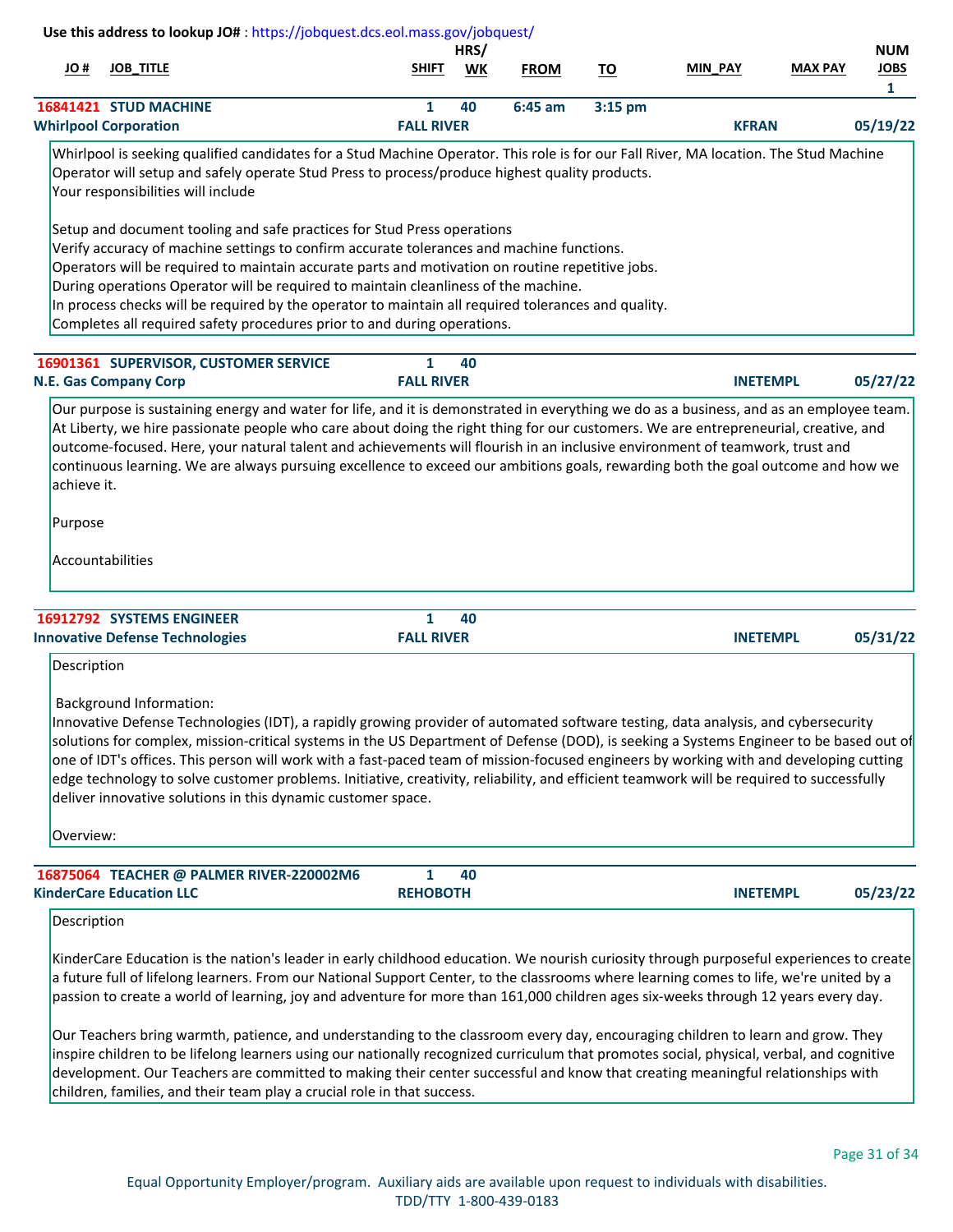Use this address to lookup JO# : https://jobquest.dcs.eol.mass.gov/jobquest/

| JO # | JOB_TITLE | SHIFT | HRS/ WK | FROM | TO | MIN_PAY | MAX PAY | NUM JOBS |
|---|---|---|---|---|---|---|---|---|
| 16841421 | STUD MACHINE | 1 | 40 | 6:45 am | 3:15 pm | | | 1 |
| | Whirlpool Corporation | FALL RIVER | | | | KFRAN | | 05/19/22 |

Whirlpool is seeking qualified candidates for a Stud Machine Operator. This role is for our Fall River, MA location. The Stud Machine Operator will setup and safely operate Stud Press to process/produce highest quality products.
Your responsibilities will include

Setup and document tooling and safe practices for Stud Press operations
Verify accuracy of machine settings to confirm accurate tolerances and machine functions.
Operators will be required to maintain accurate parts and motivation on routine repetitive jobs.
During operations Operator will be required to maintain cleanliness of the machine.
In process checks will be required by the operator to maintain all required tolerances and quality.
Completes all required safety procedures prior to and during operations.

| JO # | JOB_TITLE | SHIFT | HRS/ WK | FROM | TO | MIN_PAY | MAX PAY | NUM JOBS |
|---|---|---|---|---|---|---|---|---|
| 16901361 | SUPERVISOR, CUSTOMER SERVICE | 1 | 40 | | | | | |
| | N.E. Gas Company Corp | FALL RIVER | | | | INETEMPL | | 05/27/22 |

Our purpose is sustaining energy and water for life, and it is demonstrated in everything we do as a business, and as an employee team. At Liberty, we hire passionate people who care about doing the right thing for our customers. We are entrepreneurial, creative, and outcome-focused. Here, your natural talent and achievements will flourish in an inclusive environment of teamwork, trust and continuous learning. We are always pursuing excellence to exceed our ambitions goals, rewarding both the goal outcome and how we achieve it.

Purpose

Accountabilities

| JO # | JOB_TITLE | SHIFT | HRS/ WK | FROM | TO | MIN_PAY | MAX PAY | NUM JOBS |
|---|---|---|---|---|---|---|---|---|
| 16912792 | SYSTEMS ENGINEER | 1 | 40 | | | | | |
| | Innovative Defense Technologies | FALL RIVER | | | | INETEMPL | | 05/31/22 |

Description

Background Information:
Innovative Defense Technologies (IDT), a rapidly growing provider of automated software testing, data analysis, and cybersecurity solutions for complex, mission-critical systems in the US Department of Defense (DOD), is seeking a Systems Engineer to be based out of one of IDT's offices. This person will work with a fast-paced team of mission-focused engineers by working with and developing cutting edge technology to solve customer problems. Initiative, creativity, reliability, and efficient teamwork will be required to successfully deliver innovative solutions in this dynamic customer space.

Overview:

| JO # | JOB_TITLE | SHIFT | HRS/ WK | FROM | TO | MIN_PAY | MAX PAY | NUM JOBS |
|---|---|---|---|---|---|---|---|---|
| 16875064 | TEACHER @ PALMER RIVER-220002M6 | 1 | 40 | | | | | |
| | KinderCare Education LLC | REHOBOTH | | | | INETEMPL | | 05/23/22 |

Description

KinderCare Education is the nation's leader in early childhood education. We nourish curiosity through purposeful experiences to create a future full of lifelong learners. From our National Support Center, to the classrooms where learning comes to life, we're united by a passion to create a world of learning, joy and adventure for more than 161,000 children ages six-weeks through 12 years every day.

Our Teachers bring warmth, patience, and understanding to the classroom every day, encouraging children to learn and grow. They inspire children to be lifelong learners using our nationally recognized curriculum that promotes social, physical, verbal, and cognitive development. Our Teachers are committed to making their center successful and know that creating meaningful relationships with children, families, and their team play a crucial role in that success.

Equal Opportunity Employer/program. Auxiliary aids are available upon request to individuals with disabilities.
TDD/TTY 1-800-439-0183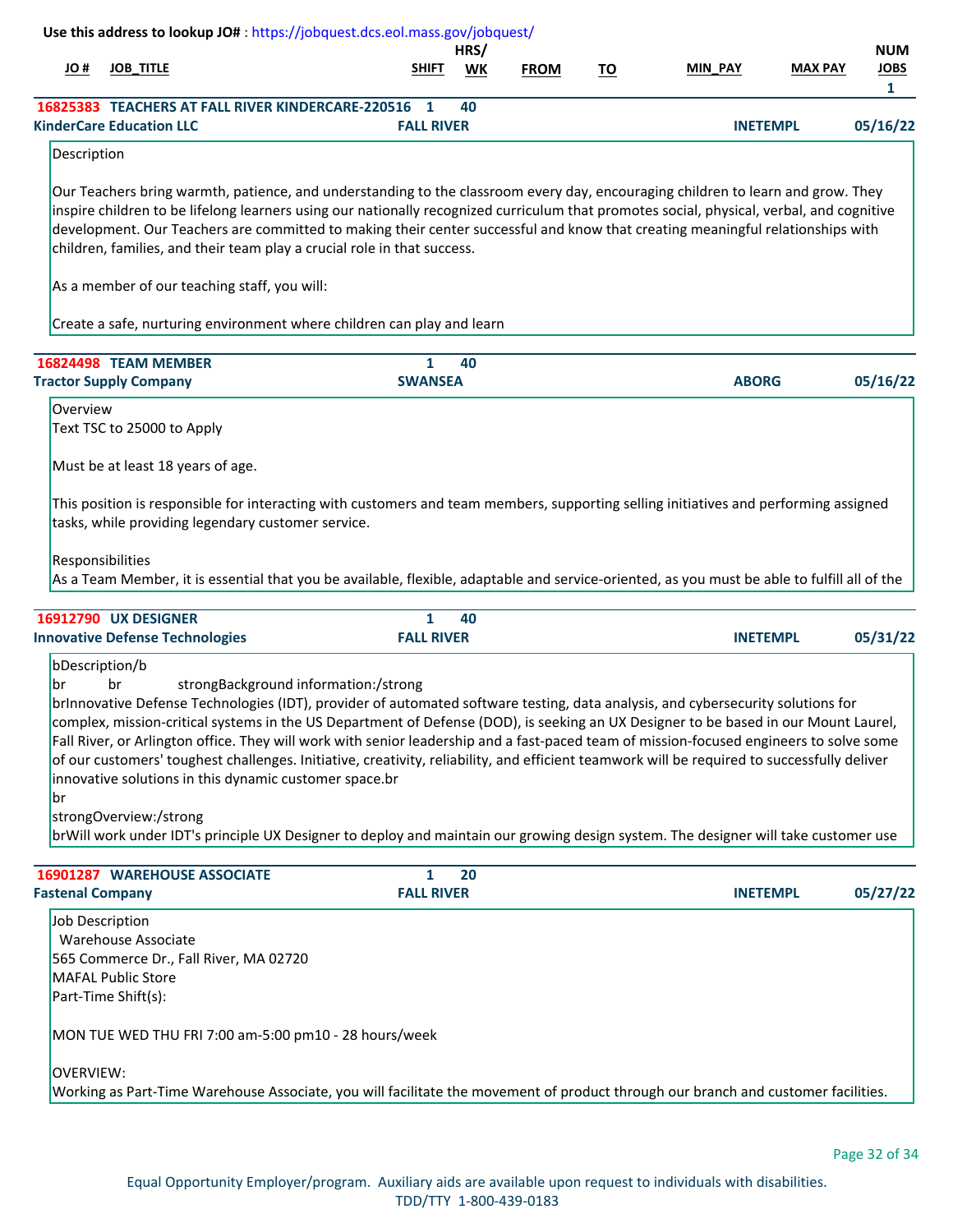Use this address to lookup JO# : https://jobquest.dcs.eol.mass.gov/jobquest/

| JO # | JOB_TITLE | SHIFT | HRS/ WK | FROM | TO | MIN_PAY | MAX PAY | NUM JOBS |
|---|---|---|---|---|---|---|---|---|
| 16825383 | TEACHERS AT FALL RIVER KINDERCARE-220516 | 1 | 40 | | | | | 1 |

**KinderCare Education LLC** — FALL RIVER — INETEMPL — 05/16/22

Description

Our Teachers bring warmth, patience, and understanding to the classroom every day, encouraging children to learn and grow. They inspire children to be lifelong learners using our nationally recognized curriculum that promotes social, physical, verbal, and cognitive development. Our Teachers are committed to making their center successful and know that creating meaningful relationships with children, families, and their team play a crucial role in that success.

As a member of our teaching staff, you will:

Create a safe, nurturing environment where children can play and learn

---

| JO # | JOB_TITLE | SHIFT | HRS/ WK |
|---|---|---|---|
| 16824498 | TEAM MEMBER | 1 | 40 |

**Tractor Supply Company** — SWANSEA — ABORG — 05/16/22

Overview
Text TSC to 25000 to Apply

Must be at least 18 years of age.

This position is responsible for interacting with customers and team members, supporting selling initiatives and performing assigned tasks, while providing legendary customer service.

Responsibilities
As a Team Member, it is essential that you be available, flexible, adaptable and service-oriented, as you must be able to fulfill all of the

---

| JO # | JOB_TITLE | SHIFT | HRS/ WK |
|---|---|---|---|
| 16912790 | UX DESIGNER | 1 | 40 |

**Innovative Defense Technologies** — FALL RIVER — INETEMPL — 05/31/22

bDescription/b
br br strongBackground information:/strong
brInnovative Defense Technologies (IDT), provider of automated software testing, data analysis, and cybersecurity solutions for complex, mission-critical systems in the US Department of Defense (DOD), is seeking an UX Designer to be based in our Mount Laurel, Fall River, or Arlington office. They will work with senior leadership and a fast-paced team of mission-focused engineers to solve some of our customers' toughest challenges. Initiative, creativity, reliability, and efficient teamwork will be required to successfully deliver innovative solutions in this dynamic customer space.br
br
strongOverview:/strong
brWill work under IDT's principle UX Designer to deploy and maintain our growing design system. The designer will take customer use

---

| JO # | JOB_TITLE | SHIFT | HRS/ WK |
|---|---|---|---|
| 16901287 | WAREHOUSE ASSOCIATE | 1 | 20 |

**Fastenal Company** — FALL RIVER — INETEMPL — 05/27/22

Job Description
Warehouse Associate
565 Commerce Dr., Fall River, MA 02720
MAFAL Public Store
Part-Time Shift(s):

MON TUE WED THU FRI 7:00 am-5:00 pm10 - 28 hours/week

OVERVIEW:
Working as Part-Time Warehouse Associate, you will facilitate the movement of product through our branch and customer facilities.

Equal Opportunity Employer/program. Auxiliary aids are available upon request to individuals with disabilities.
TDD/TTY 1-800-439-0183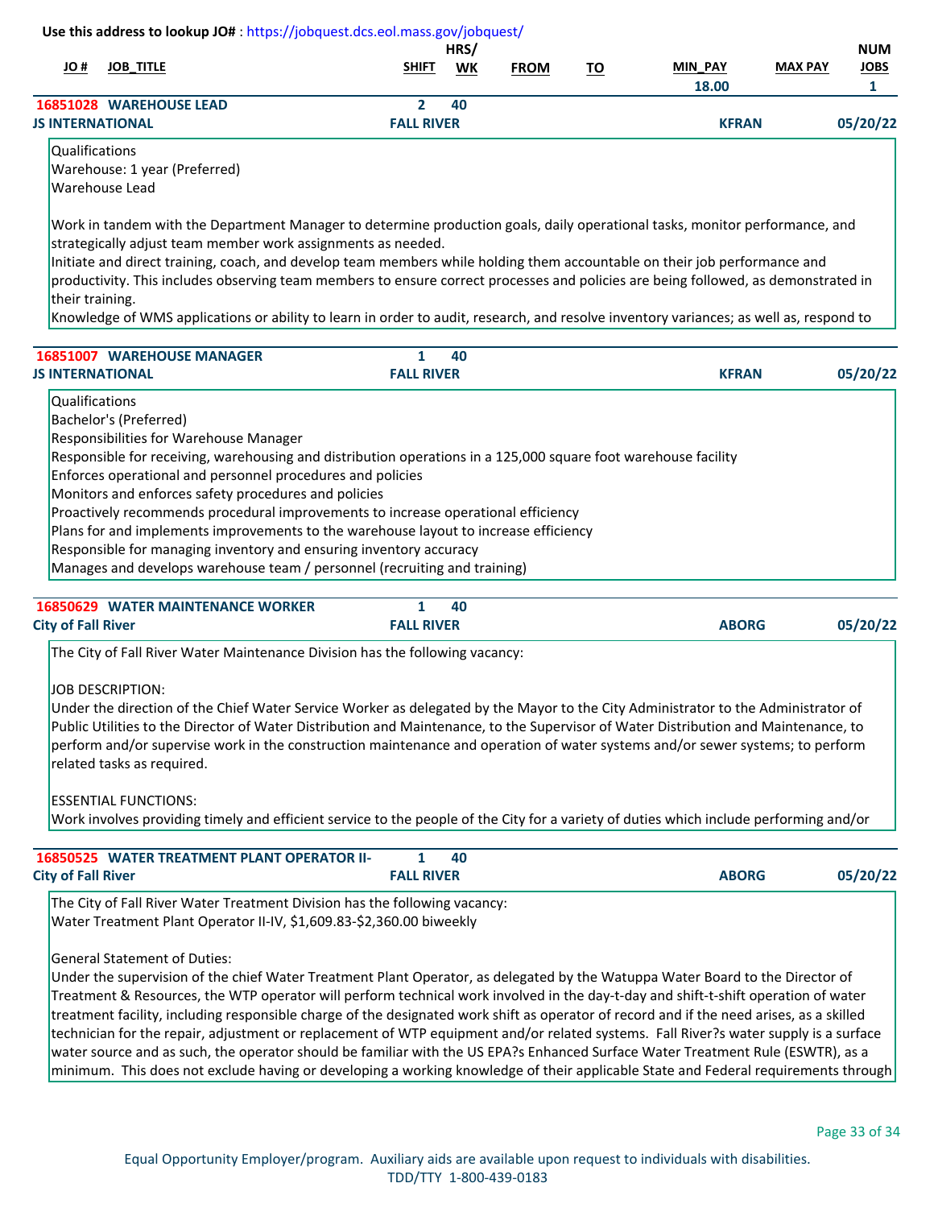Use this address to lookup JO# : https://jobquest.dcs.eol.mass.gov/jobquest/

| JO # | JOB_TITLE | SHIFT | HRS/ WK | FROM | TO | MIN_PAY | MAX PAY | NUM JOBS |
|---|---|---|---|---|---|---|---|---|
| 16851028 | WAREHOUSE LEAD | 2 | 40 | | | 18.00 | | 1 |
| JS INTERNATIONAL | | FALL RIVER | | | | KFRAN | | 05/20/22 |

Qualifications
Warehouse: 1 year (Preferred)
Warehouse Lead

Work in tandem with the Department Manager to determine production goals, daily operational tasks, monitor performance, and strategically adjust team member work assignments as needed.
Initiate and direct training, coach, and develop team members while holding them accountable on their job performance and productivity. This includes observing team members to ensure correct processes and policies are being followed, as demonstrated in their training.
Knowledge of WMS applications or ability to learn in order to audit, research, and resolve inventory variances; as well as, respond to

| JO # | JOB_TITLE | SHIFT | HRS/ WK | FROM | TO | MIN_PAY | MAX PAY | NUM JOBS |
|---|---|---|---|---|---|---|---|---|
| 16851007 | WAREHOUSE MANAGER | 1 | 40 | | | | | |
| JS INTERNATIONAL | | FALL RIVER | | | | KFRAN | | 05/20/22 |

Qualifications
Bachelor's (Preferred)
Responsibilities for Warehouse Manager
Responsible for receiving, warehousing and distribution operations in a 125,000 square foot warehouse facility
Enforces operational and personnel procedures and policies
Monitors and enforces safety procedures and policies
Proactively recommends procedural improvements to increase operational efficiency
Plans for and implements improvements to the warehouse layout to increase efficiency
Responsible for managing inventory and ensuring inventory accuracy
Manages and develops warehouse team / personnel (recruiting and training)

| JO # | JOB_TITLE | SHIFT | HRS/ WK | FROM | TO | MIN_PAY | MAX PAY | NUM JOBS |
|---|---|---|---|---|---|---|---|---|
| 16850629 | WATER MAINTENANCE WORKER | 1 | 40 | | | | | |
| City of Fall River | | FALL RIVER | | | | ABORG | | 05/20/22 |

The City of Fall River Water Maintenance Division has the following vacancy:

JOB DESCRIPTION:
Under the direction of the Chief Water Service Worker as delegated by the Mayor to the City Administrator to the Administrator of Public Utilities to the Director of Water Distribution and Maintenance, to the Supervisor of Water Distribution and Maintenance, to perform and/or supervise work in the construction maintenance and operation of water systems and/or sewer systems; to perform related tasks as required.

ESSENTIAL FUNCTIONS:
Work involves providing timely and efficient service to the people of the City for a variety of duties which include performing and/or

| JO # | JOB_TITLE | SHIFT | HRS/ WK | FROM | TO | MIN_PAY | MAX PAY | NUM JOBS |
|---|---|---|---|---|---|---|---|---|
| 16850525 | WATER TREATMENT PLANT OPERATOR II- | 1 | 40 | | | | | |
| City of Fall River | | FALL RIVER | | | | ABORG | | 05/20/22 |

The City of Fall River Water Treatment Division has the following vacancy:
Water Treatment Plant Operator II-IV, $1,609.83-$2,360.00 biweekly

General Statement of Duties:
Under the supervision of the chief Water Treatment Plant Operator, as delegated by the Watuppa Water Board to the Director of Treatment & Resources, the WTP operator will perform technical work involved in the day-t-day and shift-t-shift operation of water treatment facility, including responsible charge of the designated work shift as operator of record and if the need arises, as a skilled technician for the repair, adjustment or replacement of WTP equipment and/or related systems. Fall River?s water supply is a surface water source and as such, the operator should be familiar with the US EPA?s Enhanced Surface Water Treatment Rule (ESWTR), as a minimum. This does not exclude having or developing a working knowledge of their applicable State and Federal requirements through

Equal Opportunity Employer/program. Auxiliary aids are available upon request to individuals with disabilities.
TDD/TTY 1-800-439-0183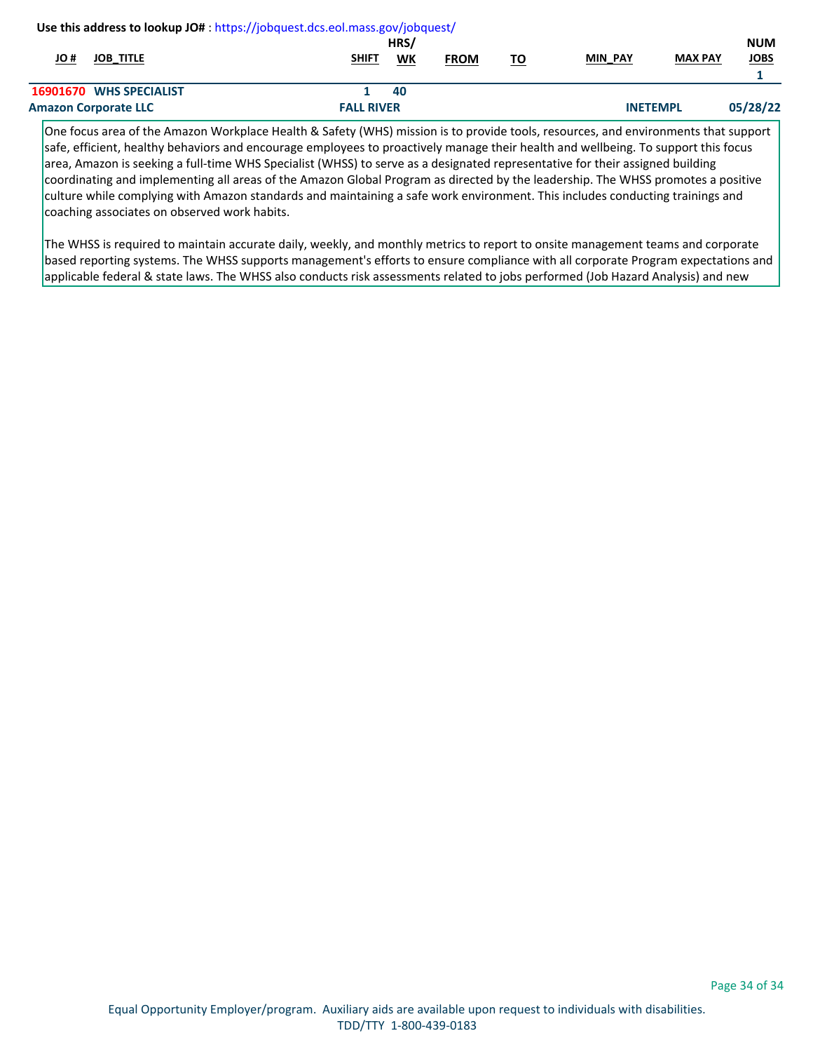**Use this address to lookup JO#** : https://jobquest.dcs.eol.mass.gov/jobquest/

| JO # | JOB_TITLE | SHIFT | HRS/ WK | FROM | TO | MIN_PAY | MAX PAY | NUM JOBS |
|---|---|---|---|---|---|---|---|---|
| 16901670 | WHS SPECIALIST | 1 | 40 | | | | | 1 |
| Amazon Corporate LLC | | FALL RIVER | | | | INETEMPL | | 05/28/22 |

One focus area of the Amazon Workplace Health & Safety (WHS) mission is to provide tools, resources, and environments that support safe, efficient, healthy behaviors and encourage employees to proactively manage their health and wellbeing. To support this focus area, Amazon is seeking a full-time WHS Specialist (WHSS) to serve as a designated representative for their assigned building coordinating and implementing all areas of the Amazon Global Program as directed by the leadership. The WHSS promotes a positive culture while complying with Amazon standards and maintaining a safe work environment. This includes conducting trainings and coaching associates on observed work habits.

The WHSS is required to maintain accurate daily, weekly, and monthly metrics to report to onsite management teams and corporate based reporting systems. The WHSS supports management's efforts to ensure compliance with all corporate Program expectations and applicable federal & state laws. The WHSS also conducts risk assessments related to jobs performed (Job Hazard Analysis) and new

Equal Opportunity Employer/program. Auxiliary aids are available upon request to individuals with disabilities.
TDD/TTY 1-800-439-0183